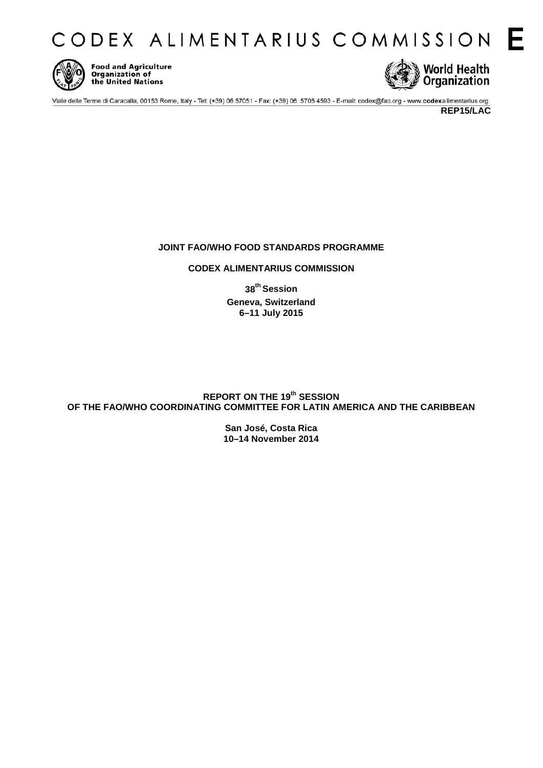# CODEX ALIMENTARIUS COMMISSION E

Food and Agriculture Organization of the United Nations

World Health Organization

Viale delle Terme di Caracalla, 00153 Rome, Italy - Tel: (+39) 06 57051 - Fax: (+39) 06 5705 4593 - E-mail: codex@fao.org - www.codexalimentarius.org

**REP15/LAC**

**JOINT FAO/WHO FOOD STANDARDS PROGRAMME**

**CODEX ALIMENTARIUS COMMISSION**

**38th Session**
**Geneva, Switzerland**
**6–11 July 2015**

**REPORT ON THE 19th SESSION**
**OF THE FAO/WHO COORDINATING COMMITTEE FOR LATIN AMERICA AND THE CARIBBEAN**

**San José, Costa Rica**
**10–14 November 2014**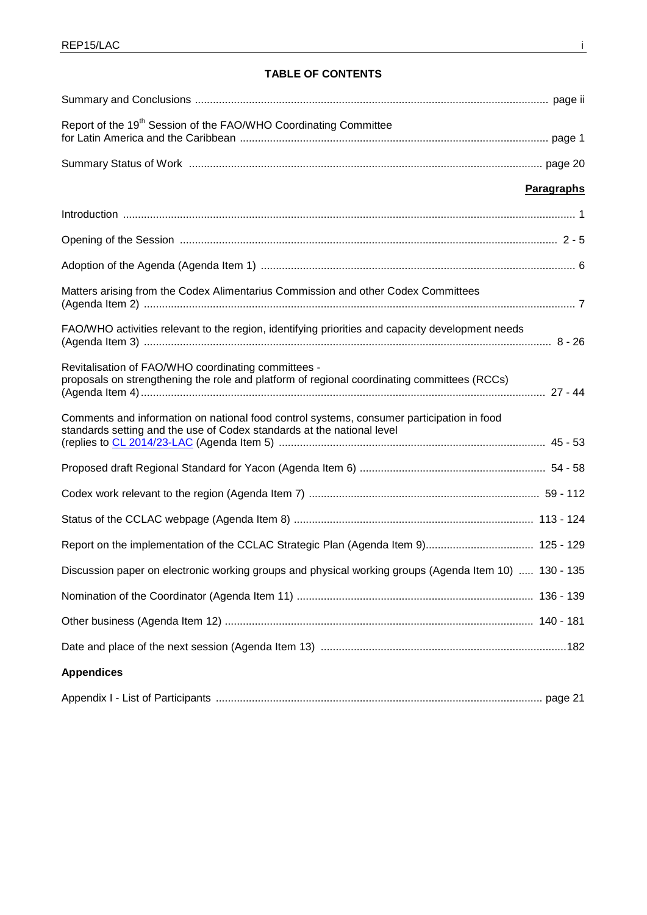## TABLE OF CONTENTS

| | |
|---|---|
| Summary and Conclusions | page ii |
| Report of the 19th Session of the FAO/WHO Coordinating Committee for Latin America and the Caribbean | page 1 |
| Summary Status of Work | page 20 |
| | **Paragraphs** |
| Introduction | 1 |
| Opening of the Session | 2 - 5 |
| Adoption of the Agenda (Agenda Item 1) | 6 |
| Matters arising from the Codex Alimentarius Commission and other Codex Committees (Agenda Item 2) | 7 |
| FAO/WHO activities relevant to the region, identifying priorities and capacity development needs (Agenda Item 3) | 8 - 26 |
| Revitalisation of FAO/WHO coordinating committees - proposals on strengthening the role and platform of regional coordinating committees (RCCs) (Agenda Item 4) | 27 - 44 |
| Comments and information on national food control systems, consumer participation in food standards setting and the use of Codex standards at the national level (replies to CL 2014/23-LAC (Agenda Item 5) | 45 - 53 |
| Proposed draft Regional Standard for Yacon (Agenda Item 6) | 54 - 58 |
| Codex work relevant to the region (Agenda Item 7) | 59 - 112 |
| Status of the CCLAC webpage (Agenda Item 8) | 113 - 124 |
| Report on the implementation of the CCLAC Strategic Plan (Agenda Item 9) | 125 - 129 |
| Discussion paper on electronic working groups and physical working groups (Agenda Item 10) | 130 - 135 |
| Nomination of the Coordinator (Agenda Item 11) | 136 - 139 |
| Other business (Agenda Item 12) | 140 - 181 |
| Date and place of the next session (Agenda Item 13) | 182 |

**Appendices**

| | |
|---|---|
| Appendix I - List of Participants | page 21 |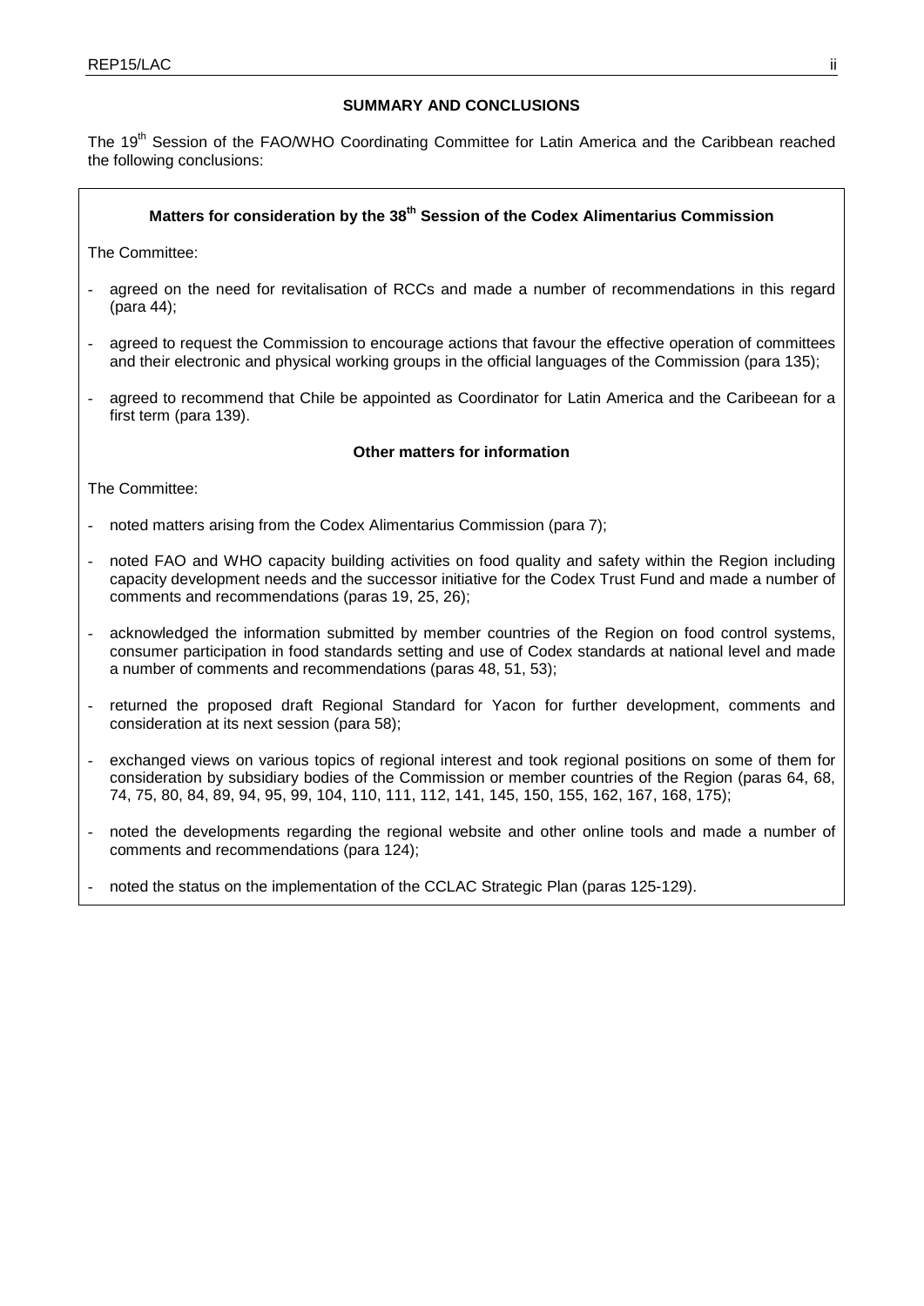**SUMMARY AND CONCLUSIONS**

The 19th Session of the FAO/WHO Coordinating Committee for Latin America and the Caribbean reached the following conclusions:

**Matters for consideration by the 38th Session of the Codex Alimentarius Commission**

The Committee:

- agreed on the need for revitalisation of RCCs and made a number of recommendations in this regard (para 44);
- agreed to request the Commission to encourage actions that favour the effective operation of committees and their electronic and physical working groups in the official languages of the Commission (para 135);
- agreed to recommend that Chile be appointed as Coordinator for Latin America and the Caribeean for a first term (para 139).

**Other matters for information**

The Committee:

- noted matters arising from the Codex Alimentarius Commission (para 7);
- noted FAO and WHO capacity building activities on food quality and safety within the Region including capacity development needs and the successor initiative for the Codex Trust Fund and made a number of comments and recommendations (paras 19, 25, 26);
- acknowledged the information submitted by member countries of the Region on food control systems, consumer participation in food standards setting and use of Codex standards at national level and made a number of comments and recommendations (paras 48, 51, 53);
- returned the proposed draft Regional Standard for Yacon for further development, comments and consideration at its next session (para 58);
- exchanged views on various topics of regional interest and took regional positions on some of them for consideration by subsidiary bodies of the Commission or member countries of the Region (paras 64, 68, 74, 75, 80, 84, 89, 94, 95, 99, 104, 110, 111, 112, 141, 145, 150, 155, 162, 167, 168, 175);
- noted the developments regarding the regional website and other online tools and made a number of comments and recommendations (para 124);
- noted the status on the implementation of the CCLAC Strategic Plan (paras 125-129).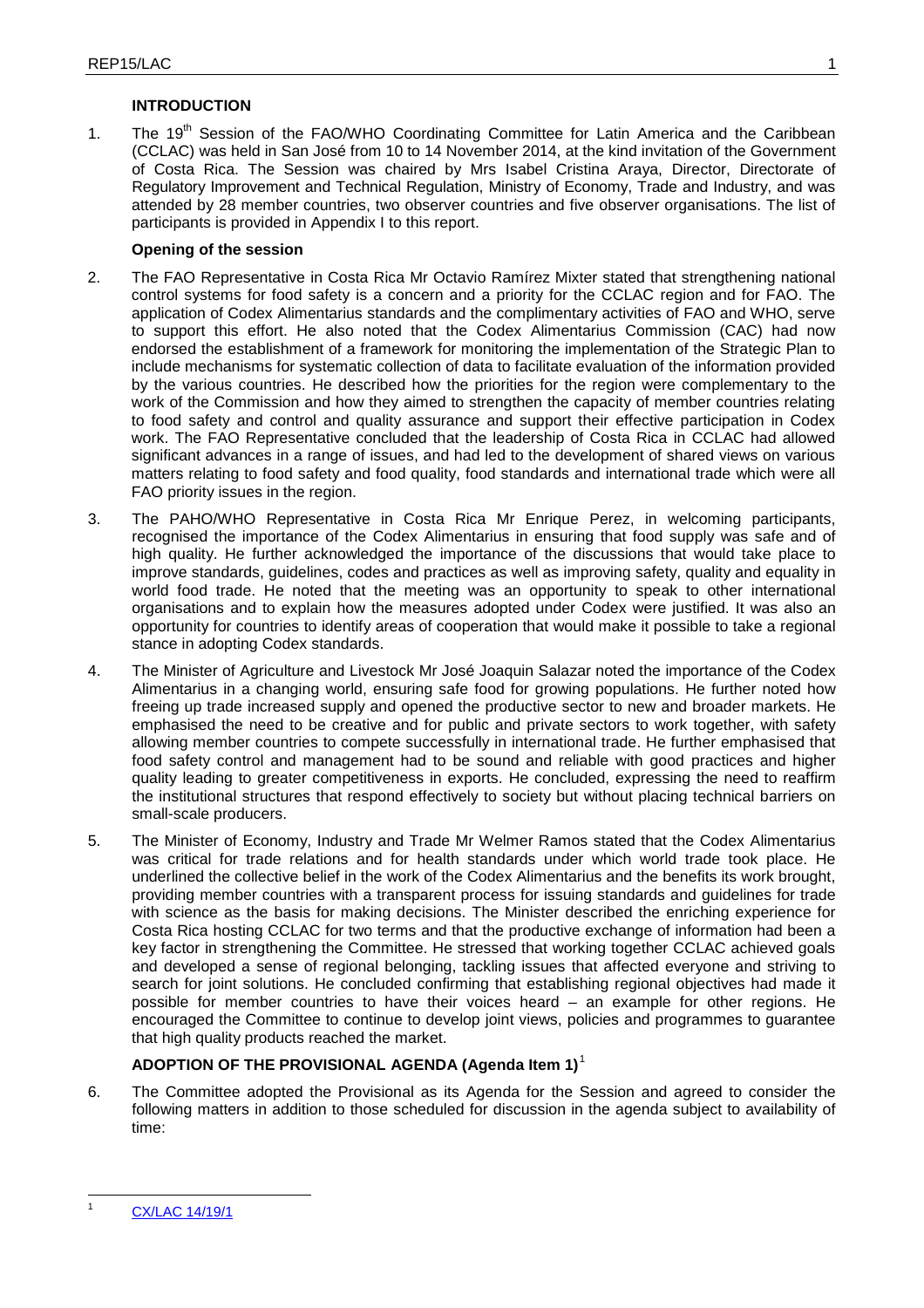## INTRODUCTION

1. The 19th Session of the FAO/WHO Coordinating Committee for Latin America and the Caribbean (CCLAC) was held in San José from 10 to 14 November 2014, at the kind invitation of the Government of Costa Rica. The Session was chaired by Mrs Isabel Cristina Araya, Director, Directorate of Regulatory Improvement and Technical Regulation, Ministry of Economy, Trade and Industry, and was attended by 28 member countries, two observer countries and five observer organisations. The list of participants is provided in Appendix I to this report.

### Opening of the session

2. The FAO Representative in Costa Rica Mr Octavio Ramírez Mixter stated that strengthening national control systems for food safety is a concern and a priority for the CCLAC region and for FAO. The application of Codex Alimentarius standards and the complimentary activities of FAO and WHO, serve to support this effort. He also noted that the Codex Alimentarius Commission (CAC) had now endorsed the establishment of a framework for monitoring the implementation of the Strategic Plan to include mechanisms for systematic collection of data to facilitate evaluation of the information provided by the various countries. He described how the priorities for the region were complementary to the work of the Commission and how they aimed to strengthen the capacity of member countries relating to food safety and control and quality assurance and support their effective participation in Codex work. The FAO Representative concluded that the leadership of Costa Rica in CCLAC had allowed significant advances in a range of issues, and had led to the development of shared views on various matters relating to food safety and food quality, food standards and international trade which were all FAO priority issues in the region.

3. The PAHO/WHO Representative in Costa Rica Mr Enrique Perez, in welcoming participants, recognised the importance of the Codex Alimentarius in ensuring that food supply was safe and of high quality. He further acknowledged the importance of the discussions that would take place to improve standards, guidelines, codes and practices as well as improving safety, quality and equality in world food trade. He noted that the meeting was an opportunity to speak to other international organisations and to explain how the measures adopted under Codex were justified. It was also an opportunity for countries to identify areas of cooperation that would make it possible to take a regional stance in adopting Codex standards.

4. The Minister of Agriculture and Livestock Mr José Joaquin Salazar noted the importance of the Codex Alimentarius in a changing world, ensuring safe food for growing populations. He further noted how freeing up trade increased supply and opened the productive sector to new and broader markets. He emphasised the need to be creative and for public and private sectors to work together, with safety allowing member countries to compete successfully in international trade. He further emphasised that food safety control and management had to be sound and reliable with good practices and higher quality leading to greater competitiveness in exports. He concluded, expressing the need to reaffirm the institutional structures that respond effectively to society but without placing technical barriers on small-scale producers.

5. The Minister of Economy, Industry and Trade Mr Welmer Ramos stated that the Codex Alimentarius was critical for trade relations and for health standards under which world trade took place. He underlined the collective belief in the work of the Codex Alimentarius and the benefits its work brought, providing member countries with a transparent process for issuing standards and guidelines for trade with science as the basis for making decisions. The Minister described the enriching experience for Costa Rica hosting CCLAC for two terms and that the productive exchange of information had been a key factor in strengthening the Committee. He stressed that working together CCLAC achieved goals and developed a sense of regional belonging, tackling issues that affected everyone and striving to search for joint solutions. He concluded confirming that establishing regional objectives had made it possible for member countries to have their voices heard – an example for other regions. He encouraged the Committee to continue to develop joint views, policies and programmes to guarantee that high quality products reached the market.

## ADOPTION OF THE PROVISIONAL AGENDA (Agenda Item 1)[1]

6. The Committee adopted the Provisional as its Agenda for the Session and agreed to consider the following matters in addition to those scheduled for discussion in the agenda subject to availability of time:

---

[1] CX/LAC 14/19/1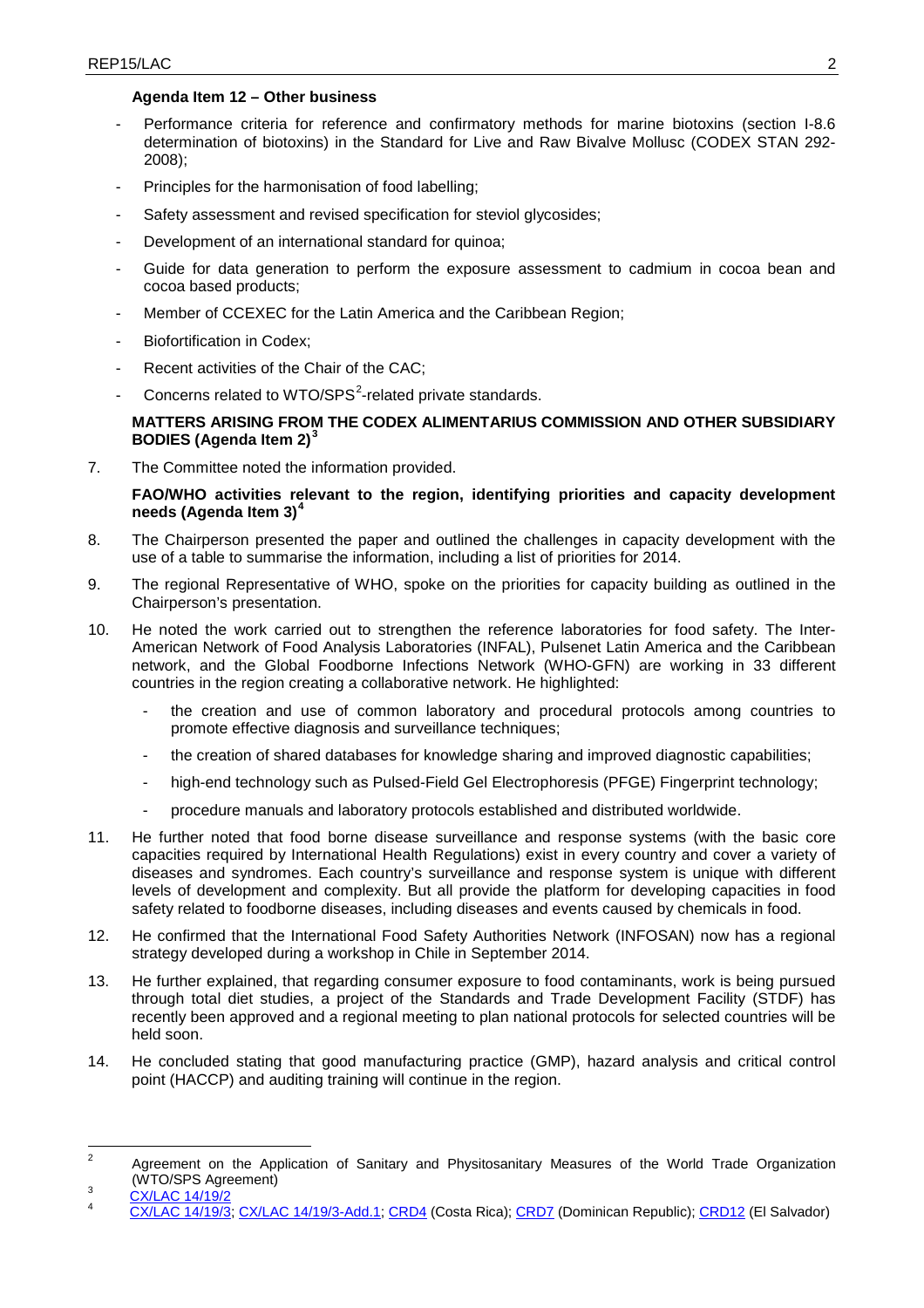**Agenda Item 12 – Other business**

- Performance criteria for reference and confirmatory methods for marine biotoxins (section I-8.6 determination of biotoxins) in the Standard for Live and Raw Bivalve Mollusc (CODEX STAN 292-2008);
- Principles for the harmonisation of food labelling;
- Safety assessment and revised specification for steviol glycosides;
- Development of an international standard for quinoa;
- Guide for data generation to perform the exposure assessment to cadmium in cocoa bean and cocoa based products;
- Member of CCEXEC for the Latin America and the Caribbean Region;
- Biofortification in Codex;
- Recent activities of the Chair of the CAC;
- Concerns related to WTO/SPS[2]-related private standards.

**MATTERS ARISING FROM THE CODEX ALIMENTARIUS COMMISSION AND OTHER SUBSIDIARY BODIES (Agenda Item 2)[3]**

7. The Committee noted the information provided.

**FAO/WHO activities relevant to the region, identifying priorities and capacity development needs (Agenda Item 3)[4]**

8. The Chairperson presented the paper and outlined the challenges in capacity development with the use of a table to summarise the information, including a list of priorities for 2014.

9. The regional Representative of WHO, spoke on the priorities for capacity building as outlined in the Chairperson's presentation.

10. He noted the work carried out to strengthen the reference laboratories for food safety. The Inter-American Network of Food Analysis Laboratories (INFAL), Pulsenet Latin America and the Caribbean network, and the Global Foodborne Infections Network (WHO-GFN) are working in 33 different countries in the region creating a collaborative network. He highlighted:
    - the creation and use of common laboratory and procedural protocols among countries to promote effective diagnosis and surveillance techniques;
    - the creation of shared databases for knowledge sharing and improved diagnostic capabilities;
    - high-end technology such as Pulsed-Field Gel Electrophoresis (PFGE) Fingerprint technology;
    - procedure manuals and laboratory protocols established and distributed worldwide.

11. He further noted that food borne disease surveillance and response systems (with the basic core capacities required by International Health Regulations) exist in every country and cover a variety of diseases and syndromes. Each country's surveillance and response system is unique with different levels of development and complexity. But all provide the platform for developing capacities in food safety related to foodborne diseases, including diseases and events caused by chemicals in food.

12. He confirmed that the International Food Safety Authorities Network (INFOSAN) now has a regional strategy developed during a workshop in Chile in September 2014.

13. He further explained, that regarding consumer exposure to food contaminants, work is being pursued through total diet studies, a project of the Standards and Trade Development Facility (STDF) has recently been approved and a regional meeting to plan national protocols for selected countries will be held soon.

14. He concluded stating that good manufacturing practice (GMP), hazard analysis and critical control point (HACCP) and auditing training will continue in the region.

---

[2] Agreement on the Application of Sanitary and Physitosanitary Measures of the World Trade Organization (WTO/SPS Agreement)

[3] CX/LAC 14/19/2

[4] CX/LAC 14/19/3; CX/LAC 14/19/3-Add.1; CRD4 (Costa Rica); CRD7 (Dominican Republic); CRD12 (El Salvador)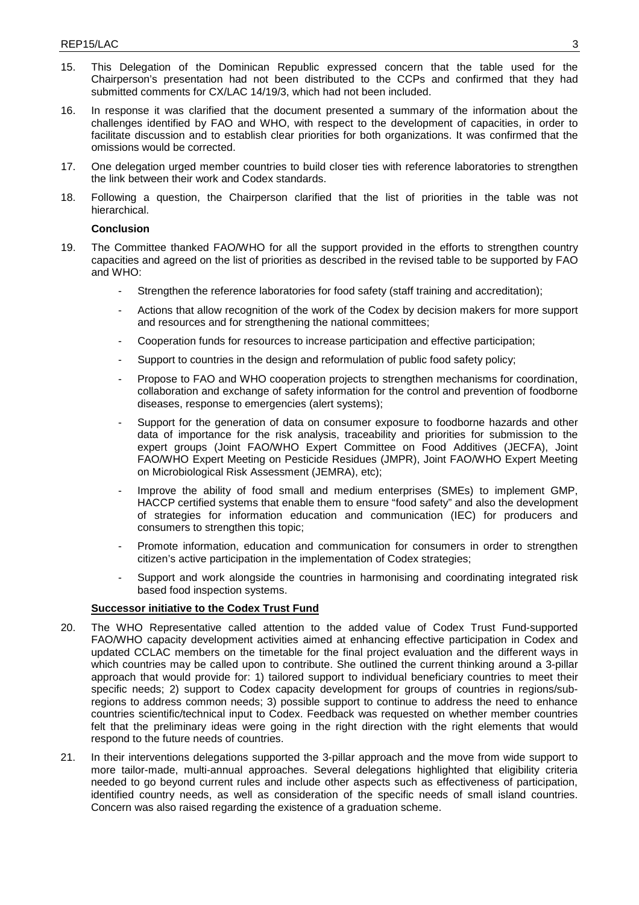15. This Delegation of the Dominican Republic expressed concern that the table used for the Chairperson's presentation had not been distributed to the CCPs and confirmed that they had submitted comments for CX/LAC 14/19/3, which had not been included.

16. In response it was clarified that the document presented a summary of the information about the challenges identified by FAO and WHO, with respect to the development of capacities, in order to facilitate discussion and to establish clear priorities for both organizations. It was confirmed that the omissions would be corrected.

17. One delegation urged member countries to build closer ties with reference laboratories to strengthen the link between their work and Codex standards.

18. Following a question, the Chairperson clarified that the list of priorities in the table was not hierarchical.

**Conclusion**

19. The Committee thanked FAO/WHO for all the support provided in the efforts to strengthen country capacities and agreed on the list of priorities as described in the revised table to be supported by FAO and WHO:

    - Strengthen the reference laboratories for food safety (staff training and accreditation);
    - Actions that allow recognition of the work of the Codex by decision makers for more support and resources and for strengthening the national committees;
    - Cooperation funds for resources to increase participation and effective participation;
    - Support to countries in the design and reformulation of public food safety policy;
    - Propose to FAO and WHO cooperation projects to strengthen mechanisms for coordination, collaboration and exchange of safety information for the control and prevention of foodborne diseases, response to emergencies (alert systems);
    - Support for the generation of data on consumer exposure to foodborne hazards and other data of importance for the risk analysis, traceability and priorities for submission to the expert groups (Joint FAO/WHO Expert Committee on Food Additives (JECFA), Joint FAO/WHO Expert Meeting on Pesticide Residues (JMPR), Joint FAO/WHO Expert Meeting on Microbiological Risk Assessment (JEMRA), etc);
    - Improve the ability of food small and medium enterprises (SMEs) to implement GMP, HACCP certified systems that enable them to ensure "food safety" and also the development of strategies for information education and communication (IEC) for producers and consumers to strengthen this topic;
    - Promote information, education and communication for consumers in order to strengthen citizen's active participation in the implementation of Codex strategies;
    - Support and work alongside the countries in harmonising and coordinating integrated risk based food inspection systems.

**Successor initiative to the Codex Trust Fund**

20. The WHO Representative called attention to the added value of Codex Trust Fund-supported FAO/WHO capacity development activities aimed at enhancing effective participation in Codex and updated CCLAC members on the timetable for the final project evaluation and the different ways in which countries may be called upon to contribute. She outlined the current thinking around a 3-pillar approach that would provide for: 1) tailored support to individual beneficiary countries to meet their specific needs; 2) support to Codex capacity development for groups of countries in regions/sub-regions to address common needs; 3) possible support to continue to address the need to enhance countries scientific/technical input to Codex. Feedback was requested on whether member countries felt that the preliminary ideas were going in the right direction with the right elements that would respond to the future needs of countries.

21. In their interventions delegations supported the 3-pillar approach and the move from wide support to more tailor-made, multi-annual approaches. Several delegations highlighted that eligibility criteria needed to go beyond current rules and include other aspects such as effectiveness of participation, identified country needs, as well as consideration of the specific needs of small island countries. Concern was also raised regarding the existence of a graduation scheme.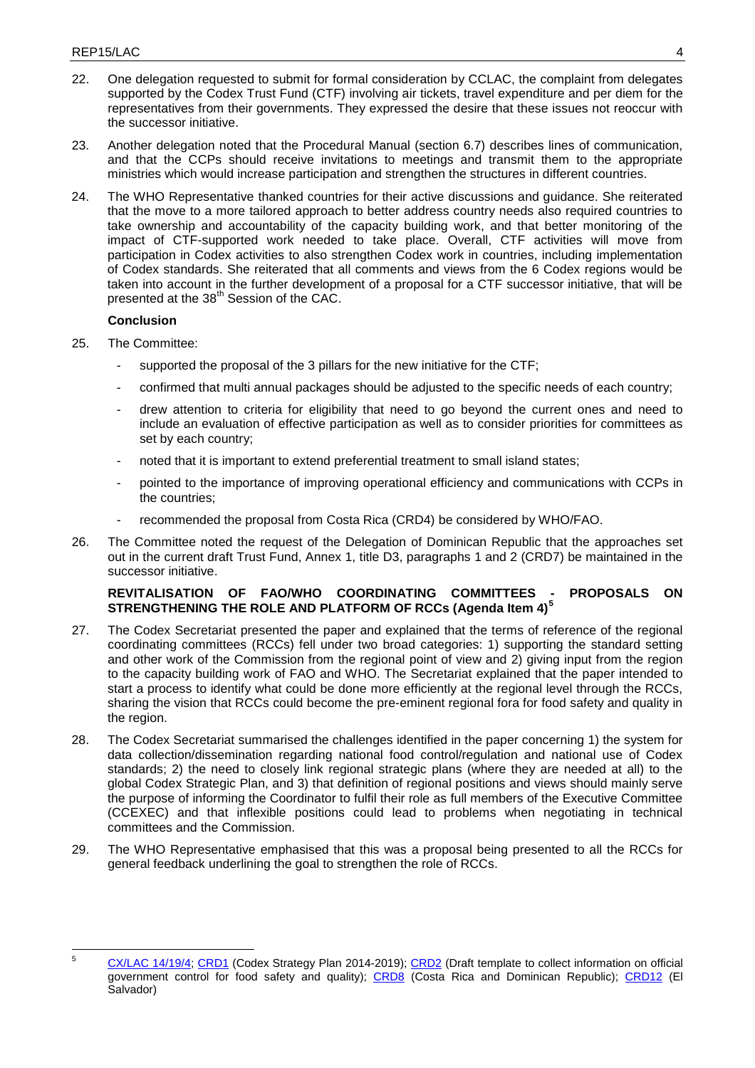22. One delegation requested to submit for formal consideration by CCLAC, the complaint from delegates supported by the Codex Trust Fund (CTF) involving air tickets, travel expenditure and per diem for the representatives from their governments. They expressed the desire that these issues not reoccur with the successor initiative.

23. Another delegation noted that the Procedural Manual (section 6.7) describes lines of communication, and that the CCPs should receive invitations to meetings and transmit them to the appropriate ministries which would increase participation and strengthen the structures in different countries.

24. The WHO Representative thanked countries for their active discussions and guidance. She reiterated that the move to a more tailored approach to better address country needs also required countries to take ownership and accountability of the capacity building work, and that better monitoring of the impact of CTF-supported work needed to take place. Overall, CTF activities will move from participation in Codex activities to also strengthen Codex work in countries, including implementation of Codex standards. She reiterated that all comments and views from the 6 Codex regions would be taken into account in the further development of a proposal for a CTF successor initiative, that will be presented at the 38th Session of the CAC.

**Conclusion**

25. The Committee:

- supported the proposal of the 3 pillars for the new initiative for the CTF;
- confirmed that multi annual packages should be adjusted to the specific needs of each country;
- drew attention to criteria for eligibility that need to go beyond the current ones and need to include an evaluation of effective participation as well as to consider priorities for committees as set by each country;
- noted that it is important to extend preferential treatment to small island states;
- pointed to the importance of improving operational efficiency and communications with CCPs in the countries;
- recommended the proposal from Costa Rica (CRD4) be considered by WHO/FAO.

26. The Committee noted the request of the Delegation of Dominican Republic that the approaches set out in the current draft Trust Fund, Annex 1, title D3, paragraphs 1 and 2 (CRD7) be maintained in the successor initiative.

**REVITALISATION OF FAO/WHO COORDINATING COMMITTEES - PROPOSALS ON STRENGTHENING THE ROLE AND PLATFORM OF RCCs (Agenda Item 4)[5]**

27. The Codex Secretariat presented the paper and explained that the terms of reference of the regional coordinating committees (RCCs) fell under two broad categories: 1) supporting the standard setting and other work of the Commission from the regional point of view and 2) giving input from the region to the capacity building work of FAO and WHO. The Secretariat explained that the paper intended to start a process to identify what could be done more efficiently at the regional level through the RCCs, sharing the vision that RCCs could become the pre-eminent regional fora for food safety and quality in the region.

28. The Codex Secretariat summarised the challenges identified in the paper concerning 1) the system for data collection/dissemination regarding national food control/regulation and national use of Codex standards; 2) the need to closely link regional strategic plans (where they are needed at all) to the global Codex Strategic Plan, and 3) that definition of regional positions and views should mainly serve the purpose of informing the Coordinator to fulfil their role as full members of the Executive Committee (CCEXEC) and that inflexible positions could lead to problems when negotiating in technical committees and the Commission.

29. The WHO Representative emphasised that this was a proposal being presented to all the RCCs for general feedback underlining the goal to strengthen the role of RCCs.

---

[5] CX/LAC 14/19/4; CRD1 (Codex Strategy Plan 2014-2019); CRD2 (Draft template to collect information on official government control for food safety and quality); CRD8 (Costa Rica and Dominican Republic); CRD12 (El Salvador)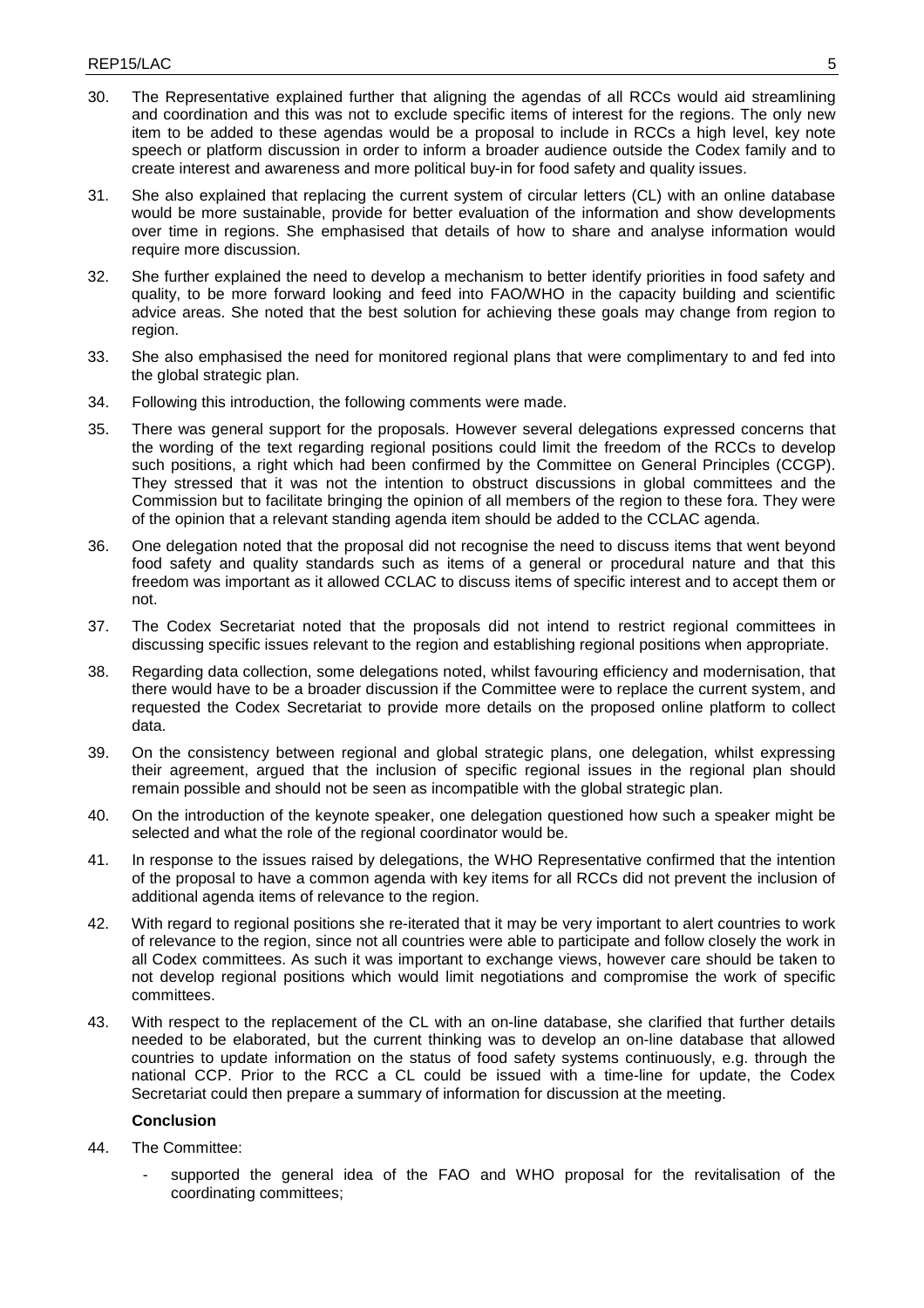30. The Representative explained further that aligning the agendas of all RCCs would aid streamlining and coordination and this was not to exclude specific items of interest for the regions. The only new item to be added to these agendas would be a proposal to include in RCCs a high level, key note speech or platform discussion in order to inform a broader audience outside the Codex family and to create interest and awareness and more political buy-in for food safety and quality issues.

31. She also explained that replacing the current system of circular letters (CL) with an online database would be more sustainable, provide for better evaluation of the information and show developments over time in regions. She emphasised that details of how to share and analyse information would require more discussion.

32. She further explained the need to develop a mechanism to better identify priorities in food safety and quality, to be more forward looking and feed into FAO/WHO in the capacity building and scientific advice areas. She noted that the best solution for achieving these goals may change from region to region.

33. She also emphasised the need for monitored regional plans that were complimentary to and fed into the global strategic plan.

34. Following this introduction, the following comments were made.

35. There was general support for the proposals. However several delegations expressed concerns that the wording of the text regarding regional positions could limit the freedom of the RCCs to develop such positions, a right which had been confirmed by the Committee on General Principles (CCGP). They stressed that it was not the intention to obstruct discussions in global committees and the Commission but to facilitate bringing the opinion of all members of the region to these fora. They were of the opinion that a relevant standing agenda item should be added to the CCLAC agenda.

36. One delegation noted that the proposal did not recognise the need to discuss items that went beyond food safety and quality standards such as items of a general or procedural nature and that this freedom was important as it allowed CCLAC to discuss items of specific interest and to accept them or not.

37. The Codex Secretariat noted that the proposals did not intend to restrict regional committees in discussing specific issues relevant to the region and establishing regional positions when appropriate.

38. Regarding data collection, some delegations noted, whilst favouring efficiency and modernisation, that there would have to be a broader discussion if the Committee were to replace the current system, and requested the Codex Secretariat to provide more details on the proposed online platform to collect data.

39. On the consistency between regional and global strategic plans, one delegation, whilst expressing their agreement, argued that the inclusion of specific regional issues in the regional plan should remain possible and should not be seen as incompatible with the global strategic plan.

40. On the introduction of the keynote speaker, one delegation questioned how such a speaker might be selected and what the role of the regional coordinator would be.

41. In response to the issues raised by delegations, the WHO Representative confirmed that the intention of the proposal to have a common agenda with key items for all RCCs did not prevent the inclusion of additional agenda items of relevance to the region.

42. With regard to regional positions she re-iterated that it may be very important to alert countries to work of relevance to the region, since not all countries were able to participate and follow closely the work in all Codex committees. As such it was important to exchange views, however care should be taken to not develop regional positions which would limit negotiations and compromise the work of specific committees.

43. With respect to the replacement of the CL with an on-line database, she clarified that further details needed to be elaborated, but the current thinking was to develop an on-line database that allowed countries to update information on the status of food safety systems continuously, e.g. through the national CCP. Prior to the RCC a CL could be issued with a time-line for update, the Codex Secretariat could then prepare a summary of information for discussion at the meeting.

**Conclusion**

44. The Committee:

- supported the general idea of the FAO and WHO proposal for the revitalisation of the coordinating committees;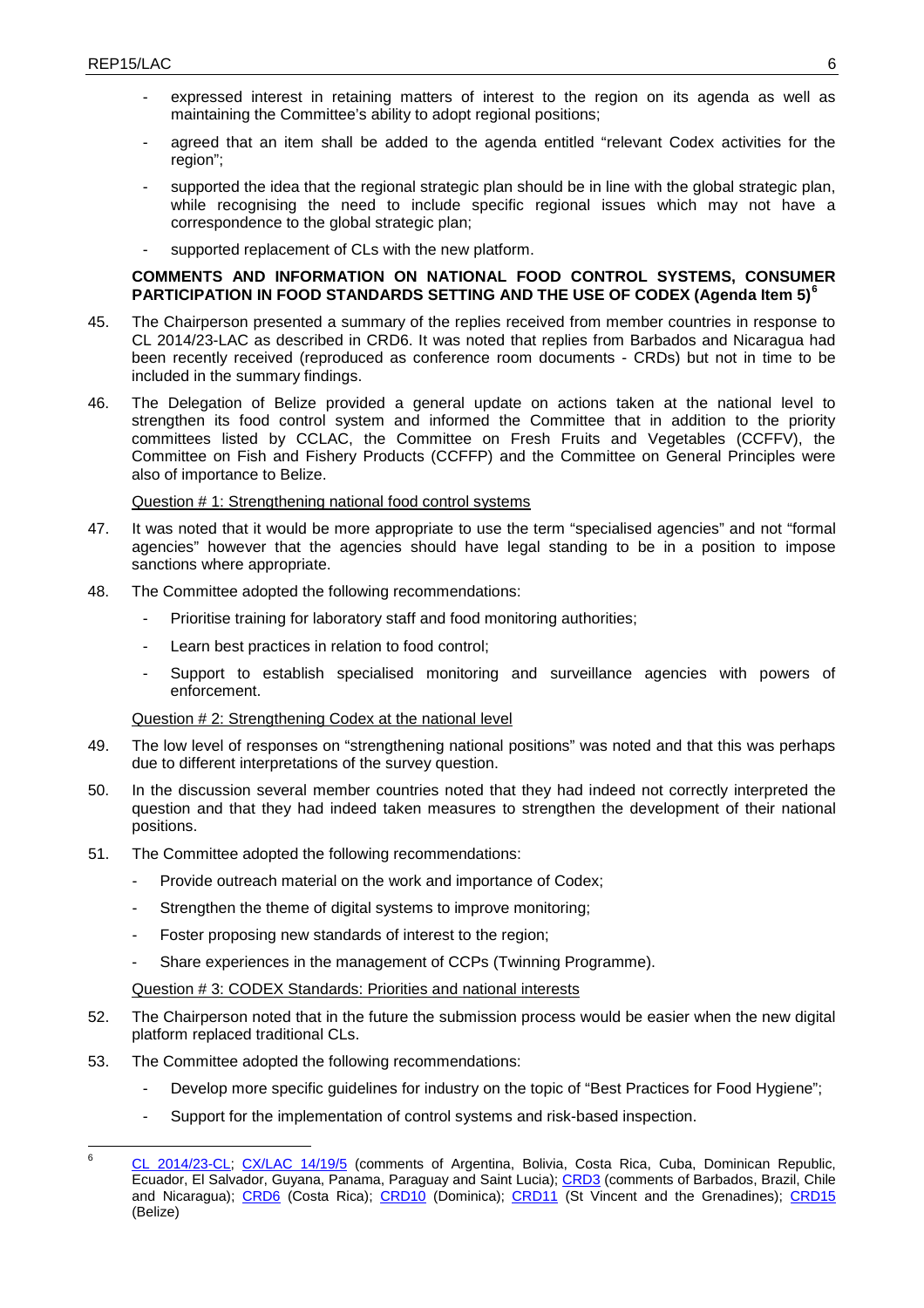- expressed interest in retaining matters of interest to the region on its agenda as well as maintaining the Committee's ability to adopt regional positions;
- agreed that an item shall be added to the agenda entitled "relevant Codex activities for the region";
- supported the idea that the regional strategic plan should be in line with the global strategic plan, while recognising the need to include specific regional issues which may not have a correspondence to the global strategic plan;
- supported replacement of CLs with the new platform.

**COMMENTS AND INFORMATION ON NATIONAL FOOD CONTROL SYSTEMS, CONSUMER PARTICIPATION IN FOOD STANDARDS SETTING AND THE USE OF CODEX (Agenda Item 5)[6]**

45. The Chairperson presented a summary of the replies received from member countries in response to CL 2014/23-LAC as described in CRD6. It was noted that replies from Barbados and Nicaragua had been recently received (reproduced as conference room documents - CRDs) but not in time to be included in the summary findings.

46. The Delegation of Belize provided a general update on actions taken at the national level to strengthen its food control system and informed the Committee that in addition to the priority committees listed by CCLAC, the Committee on Fresh Fruits and Vegetables (CCFFV), the Committee on Fish and Fishery Products (CCFFP) and the Committee on General Principles were also of importance to Belize.

Question # 1: Strengthening national food control systems

47. It was noted that it would be more appropriate to use the term "specialised agencies" and not "formal agencies" however that the agencies should have legal standing to be in a position to impose sanctions where appropriate.

48. The Committee adopted the following recommendations:
    - Prioritise training for laboratory staff and food monitoring authorities;
    - Learn best practices in relation to food control;
    - Support to establish specialised monitoring and surveillance agencies with powers of enforcement.

Question # 2: Strengthening Codex at the national level

49. The low level of responses on "strengthening national positions" was noted and that this was perhaps due to different interpretations of the survey question.

50. In the discussion several member countries noted that they had indeed not correctly interpreted the question and that they had indeed taken measures to strengthen the development of their national positions.

51. The Committee adopted the following recommendations:
    - Provide outreach material on the work and importance of Codex;
    - Strengthen the theme of digital systems to improve monitoring;
    - Foster proposing new standards of interest to the region;
    - Share experiences in the management of CCPs (Twinning Programme).

Question # 3: CODEX Standards: Priorities and national interests

52. The Chairperson noted that in the future the submission process would be easier when the new digital platform replaced traditional CLs.

53. The Committee adopted the following recommendations:
    - Develop more specific guidelines for industry on the topic of "Best Practices for Food Hygiene";
    - Support for the implementation of control systems and risk-based inspection.

---

[6] CL 2014/23-CL; CX/LAC 14/19/5 (comments of Argentina, Bolivia, Costa Rica, Cuba, Dominican Republic, Ecuador, El Salvador, Guyana, Panama, Paraguay and Saint Lucia); CRD3 (comments of Barbados, Brazil, Chile and Nicaragua); CRD6 (Costa Rica); CRD10 (Dominica); CRD11 (St Vincent and the Grenadines); CRD15 (Belize)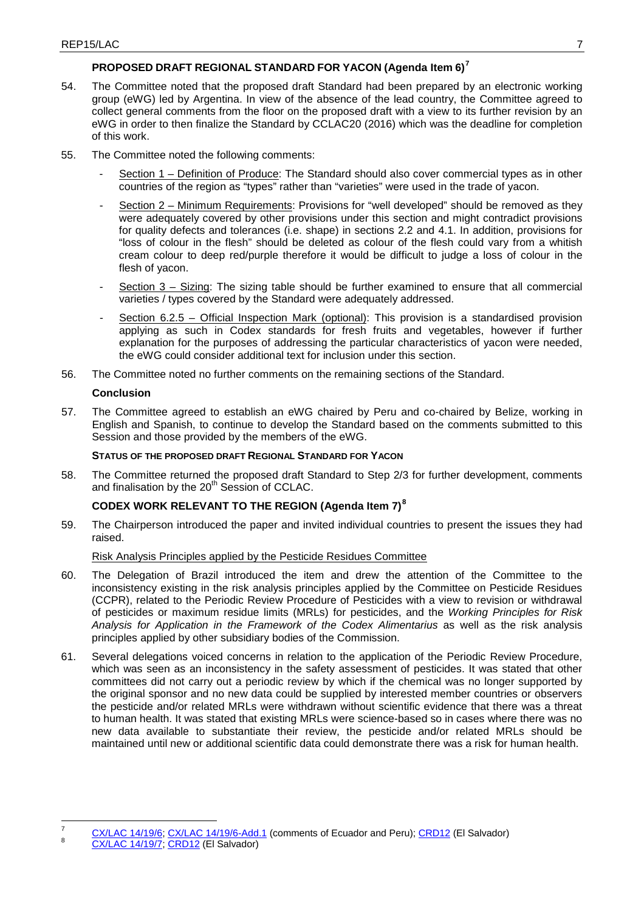## PROPOSED DRAFT REGIONAL STANDARD FOR YACON (Agenda Item 6)[7]

54. The Committee noted that the proposed draft Standard had been prepared by an electronic working group (eWG) led by Argentina. In view of the absence of the lead country, the Committee agreed to collect general comments from the floor on the proposed draft with a view to its further revision by an eWG in order to then finalize the Standard by CCLAC20 (2016) which was the deadline for completion of this work.

55. The Committee noted the following comments:

    - Section 1 – Definition of Produce: The Standard should also cover commercial types as in other countries of the region as "types" rather than "varieties" were used in the trade of yacon.
    - Section 2 – Minimum Requirements: Provisions for "well developed" should be removed as they were adequately covered by other provisions under this section and might contradict provisions for quality defects and tolerances (i.e. shape) in sections 2.2 and 4.1. In addition, provisions for "loss of colour in the flesh" should be deleted as colour of the flesh could vary from a whitish cream colour to deep red/purple therefore it would be difficult to judge a loss of colour in the flesh of yacon.
    - Section 3 – Sizing: The sizing table should be further examined to ensure that all commercial varieties / types covered by the Standard were adequately addressed.
    - Section 6.2.5 – Official Inspection Mark (optional): This provision is a standardised provision applying as such in Codex standards for fresh fruits and vegetables, however if further explanation for the purposes of addressing the particular characteristics of yacon were needed, the eWG could consider additional text for inclusion under this section.

56. The Committee noted no further comments on the remaining sections of the Standard.

### Conclusion

57. The Committee agreed to establish an eWG chaired by Peru and co-chaired by Belize, working in English and Spanish, to continue to develop the Standard based on the comments submitted to this Session and those provided by the members of the eWG.

#### STATUS OF THE PROPOSED DRAFT REGIONAL STANDARD FOR YACON

58. The Committee returned the proposed draft Standard to Step 2/3 for further development, comments and finalisation by the 20th Session of CCLAC.

## CODEX WORK RELEVANT TO THE REGION (Agenda Item 7)[8]

59. The Chairperson introduced the paper and invited individual countries to present the issues they had raised.

Risk Analysis Principles applied by the Pesticide Residues Committee

60. The Delegation of Brazil introduced the item and drew the attention of the Committee to the inconsistency existing in the risk analysis principles applied by the Committee on Pesticide Residues (CCPR), related to the Periodic Review Procedure of Pesticides with a view to revision or withdrawal of pesticides or maximum residue limits (MRLs) for pesticides, and the *Working Principles for Risk Analysis for Application in the Framework of the Codex Alimentarius* as well as the risk analysis principles applied by other subsidiary bodies of the Commission.

61. Several delegations voiced concerns in relation to the application of the Periodic Review Procedure, which was seen as an inconsistency in the safety assessment of pesticides. It was stated that other committees did not carry out a periodic review by which if the chemical was no longer supported by the original sponsor and no new data could be supplied by interested member countries or observers the pesticide and/or related MRLs were withdrawn without scientific evidence that there was a threat to human health. It was stated that existing MRLs were science-based so in cases where there was no new data available to substantiate their review, the pesticide and/or related MRLs should be maintained until new or additional scientific data could demonstrate there was a risk for human health.

---

[7] CX/LAC 14/19/6; CX/LAC 14/19/6-Add.1 (comments of Ecuador and Peru); CRD12 (El Salvador)

[8] CX/LAC 14/19/7; CRD12 (El Salvador)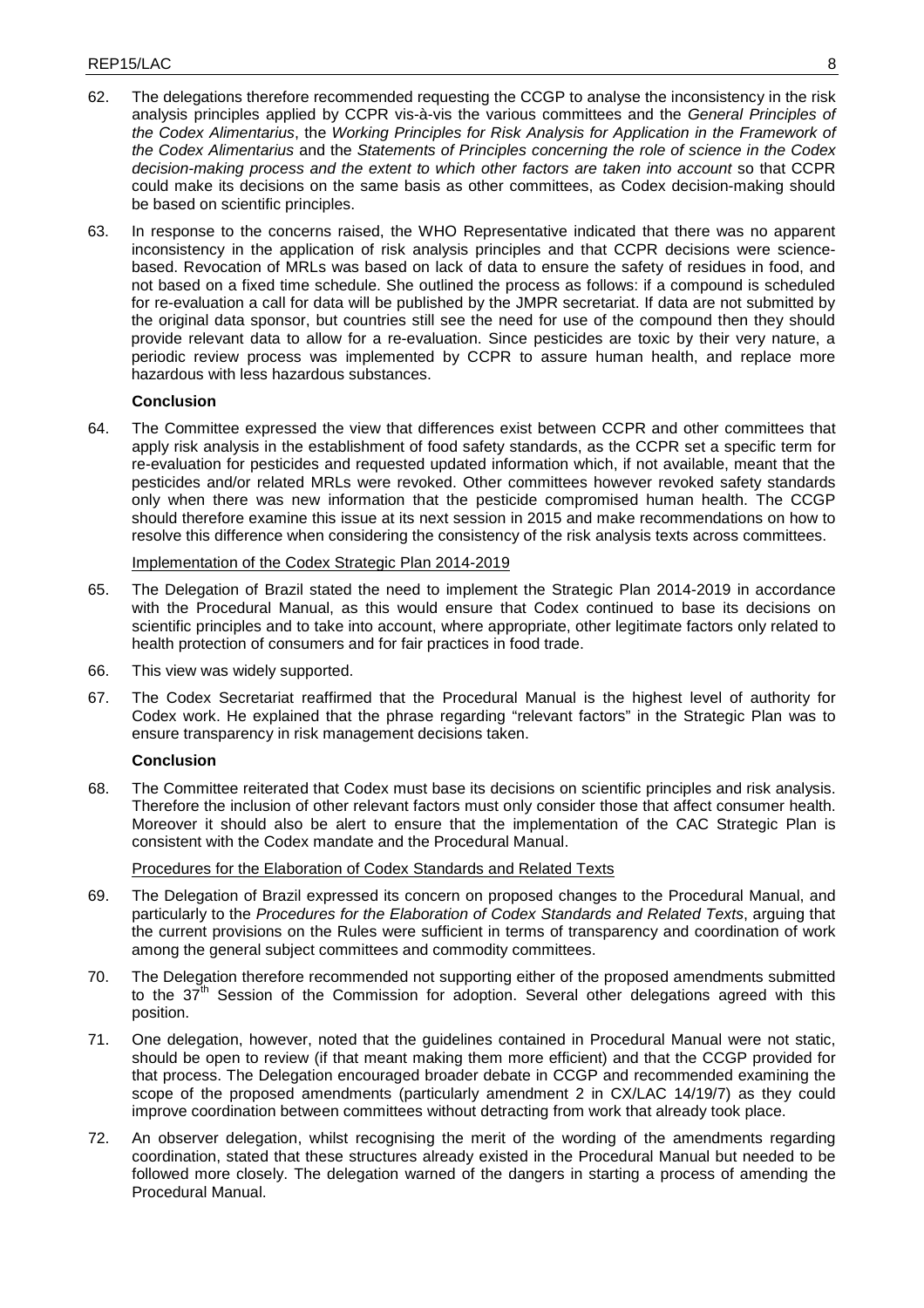62. The delegations therefore recommended requesting the CCGP to analyse the inconsistency in the risk analysis principles applied by CCPR vis-à-vis the various committees and the *General Principles of the Codex Alimentarius*, the *Working Principles for Risk Analysis for Application in the Framework of the Codex Alimentarius* and the *Statements of Principles concerning the role of science in the Codex decision-making process and the extent to which other factors are taken into account* so that CCPR could make its decisions on the same basis as other committees, as Codex decision-making should be based on scientific principles.

63. In response to the concerns raised, the WHO Representative indicated that there was no apparent inconsistency in the application of risk analysis principles and that CCPR decisions were science-based. Revocation of MRLs was based on lack of data to ensure the safety of residues in food, and not based on a fixed time schedule. She outlined the process as follows: if a compound is scheduled for re-evaluation a call for data will be published by the JMPR secretariat. If data are not submitted by the original data sponsor, but countries still see the need for use of the compound then they should provide relevant data to allow for a re-evaluation. Since pesticides are toxic by their very nature, a periodic review process was implemented by CCPR to assure human health, and replace more hazardous with less hazardous substances.

**Conclusion**

64. The Committee expressed the view that differences exist between CCPR and other committees that apply risk analysis in the establishment of food safety standards, as the CCPR set a specific term for re-evaluation for pesticides and requested updated information which, if not available, meant that the pesticides and/or related MRLs were revoked. Other committees however revoked safety standards only when there was new information that the pesticide compromised human health. The CCGP should therefore examine this issue at its next session in 2015 and make recommendations on how to resolve this difference when considering the consistency of the risk analysis texts across committees.

<u>Implementation of the Codex Strategic Plan 2014-2019</u>

65. The Delegation of Brazil stated the need to implement the Strategic Plan 2014-2019 in accordance with the Procedural Manual, as this would ensure that Codex continued to base its decisions on scientific principles and to take into account, where appropriate, other legitimate factors only related to health protection of consumers and for fair practices in food trade.

66. This view was widely supported.

67. The Codex Secretariat reaffirmed that the Procedural Manual is the highest level of authority for Codex work. He explained that the phrase regarding "relevant factors" in the Strategic Plan was to ensure transparency in risk management decisions taken.

**Conclusion**

68. The Committee reiterated that Codex must base its decisions on scientific principles and risk analysis. Therefore the inclusion of other relevant factors must only consider those that affect consumer health. Moreover it should also be alert to ensure that the implementation of the CAC Strategic Plan is consistent with the Codex mandate and the Procedural Manual.

<u>Procedures for the Elaboration of Codex Standards and Related Texts</u>

69. The Delegation of Brazil expressed its concern on proposed changes to the Procedural Manual, and particularly to the *Procedures for the Elaboration of Codex Standards and Related Texts*, arguing that the current provisions on the Rules were sufficient in terms of transparency and coordination of work among the general subject committees and commodity committees.

70. The Delegation therefore recommended not supporting either of the proposed amendments submitted to the 37th Session of the Commission for adoption. Several other delegations agreed with this position.

71. One delegation, however, noted that the guidelines contained in Procedural Manual were not static, should be open to review (if that meant making them more efficient) and that the CCGP provided for that process. The Delegation encouraged broader debate in CCGP and recommended examining the scope of the proposed amendments (particularly amendment 2 in CX/LAC 14/19/7) as they could improve coordination between committees without detracting from work that already took place.

72. An observer delegation, whilst recognising the merit of the wording of the amendments regarding coordination, stated that these structures already existed in the Procedural Manual but needed to be followed more closely. The delegation warned of the dangers in starting a process of amending the Procedural Manual.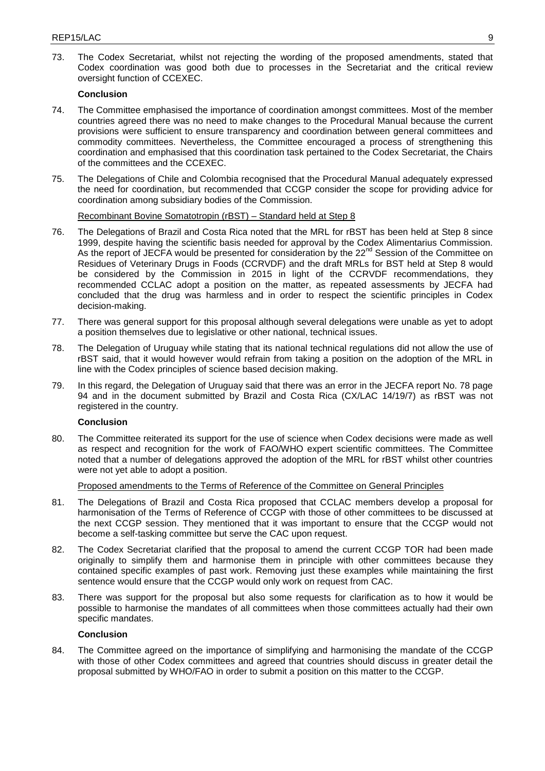73. The Codex Secretariat, whilst not rejecting the wording of the proposed amendments, stated that Codex coordination was good both due to processes in the Secretariat and the critical review oversight function of CCEXEC.

**Conclusion**

74. The Committee emphasised the importance of coordination amongst committees. Most of the member countries agreed there was no need to make changes to the Procedural Manual because the current provisions were sufficient to ensure transparency and coordination between general committees and commodity committees. Nevertheless, the Committee encouraged a process of strengthening this coordination and emphasised that this coordination task pertained to the Codex Secretariat, the Chairs of the committees and the CCEXEC.

75. The Delegations of Chile and Colombia recognised that the Procedural Manual adequately expressed the need for coordination, but recommended that CCGP consider the scope for providing advice for coordination among subsidiary bodies of the Commission.

Recombinant Bovine Somatotropin (rBST) – Standard held at Step 8

76. The Delegations of Brazil and Costa Rica noted that the MRL for rBST has been held at Step 8 since 1999, despite having the scientific basis needed for approval by the Codex Alimentarius Commission. As the report of JECFA would be presented for consideration by the 22nd Session of the Committee on Residues of Veterinary Drugs in Foods (CCRVDF) and the draft MRLs for BST held at Step 8 would be considered by the Commission in 2015 in light of the CCRVDF recommendations, they recommended CCLAC adopt a position on the matter, as repeated assessments by JECFA had concluded that the drug was harmless and in order to respect the scientific principles in Codex decision-making.

77. There was general support for this proposal although several delegations were unable as yet to adopt a position themselves due to legislative or other national, technical issues.

78. The Delegation of Uruguay while stating that its national technical regulations did not allow the use of rBST said, that it would however would refrain from taking a position on the adoption of the MRL in line with the Codex principles of science based decision making.

79. In this regard, the Delegation of Uruguay said that there was an error in the JECFA report No. 78 page 94 and in the document submitted by Brazil and Costa Rica (CX/LAC 14/19/7) as rBST was not registered in the country.

**Conclusion**

80. The Committee reiterated its support for the use of science when Codex decisions were made as well as respect and recognition for the work of FAO/WHO expert scientific committees. The Committee noted that a number of delegations approved the adoption of the MRL for rBST whilst other countries were not yet able to adopt a position.

Proposed amendments to the Terms of Reference of the Committee on General Principles

81. The Delegations of Brazil and Costa Rica proposed that CCLAC members develop a proposal for harmonisation of the Terms of Reference of CCGP with those of other committees to be discussed at the next CCGP session. They mentioned that it was important to ensure that the CCGP would not become a self-tasking committee but serve the CAC upon request.

82. The Codex Secretariat clarified that the proposal to amend the current CCGP TOR had been made originally to simplify them and harmonise them in principle with other committees because they contained specific examples of past work. Removing just these examples while maintaining the first sentence would ensure that the CCGP would only work on request from CAC.

83. There was support for the proposal but also some requests for clarification as to how it would be possible to harmonise the mandates of all committees when those committees actually had their own specific mandates.

**Conclusion**

84. The Committee agreed on the importance of simplifying and harmonising the mandate of the CCGP with those of other Codex committees and agreed that countries should discuss in greater detail the proposal submitted by WHO/FAO in order to submit a position on this matter to the CCGP.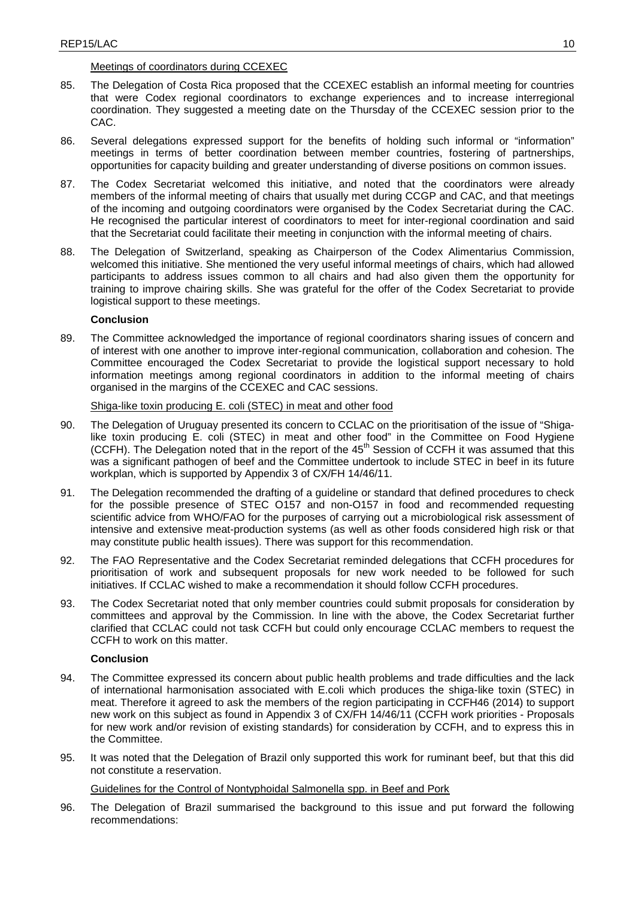Meetings of coordinators during CCEXEC

85. The Delegation of Costa Rica proposed that the CCEXEC establish an informal meeting for countries that were Codex regional coordinators to exchange experiences and to increase interregional coordination. They suggested a meeting date on the Thursday of the CCEXEC session prior to the CAC.

86. Several delegations expressed support for the benefits of holding such informal or "information" meetings in terms of better coordination between member countries, fostering of partnerships, opportunities for capacity building and greater understanding of diverse positions on common issues.

87. The Codex Secretariat welcomed this initiative, and noted that the coordinators were already members of the informal meeting of chairs that usually met during CCGP and CAC, and that meetings of the incoming and outgoing coordinators were organised by the Codex Secretariat during the CAC. He recognised the particular interest of coordinators to meet for inter-regional coordination and said that the Secretariat could facilitate their meeting in conjunction with the informal meeting of chairs.

88. The Delegation of Switzerland, speaking as Chairperson of the Codex Alimentarius Commission, welcomed this initiative. She mentioned the very useful informal meetings of chairs, which had allowed participants to address issues common to all chairs and had also given them the opportunity for training to improve chairing skills. She was grateful for the offer of the Codex Secretariat to provide logistical support to these meetings.

**Conclusion**

89. The Committee acknowledged the importance of regional coordinators sharing issues of concern and of interest with one another to improve inter-regional communication, collaboration and cohesion. The Committee encouraged the Codex Secretariat to provide the logistical support necessary to hold information meetings among regional coordinators in addition to the informal meeting of chairs organised in the margins of the CCEXEC and CAC sessions.

Shiga-like toxin producing E. coli (STEC) in meat and other food

90. The Delegation of Uruguay presented its concern to CCLAC on the prioritisation of the issue of "Shiga-like toxin producing E. coli (STEC) in meat and other food" in the Committee on Food Hygiene (CCFH). The Delegation noted that in the report of the 45th Session of CCFH it was assumed that this was a significant pathogen of beef and the Committee undertook to include STEC in beef in its future workplan, which is supported by Appendix 3 of CX/FH 14/46/11.

91. The Delegation recommended the drafting of a guideline or standard that defined procedures to check for the possible presence of STEC O157 and non-O157 in food and recommended requesting scientific advice from WHO/FAO for the purposes of carrying out a microbiological risk assessment of intensive and extensive meat-production systems (as well as other foods considered high risk or that may constitute public health issues). There was support for this recommendation.

92. The FAO Representative and the Codex Secretariat reminded delegations that CCFH procedures for prioritisation of work and subsequent proposals for new work needed to be followed for such initiatives. If CCLAC wished to make a recommendation it should follow CCFH procedures.

93. The Codex Secretariat noted that only member countries could submit proposals for consideration by committees and approval by the Commission. In line with the above, the Codex Secretariat further clarified that CCLAC could not task CCFH but could only encourage CCLAC members to request the CCFH to work on this matter.

**Conclusion**

94. The Committee expressed its concern about public health problems and trade difficulties and the lack of international harmonisation associated with E.coli which produces the shiga-like toxin (STEC) in meat. Therefore it agreed to ask the members of the region participating in CCFH46 (2014) to support new work on this subject as found in Appendix 3 of CX/FH 14/46/11 (CCFH work priorities - Proposals for new work and/or revision of existing standards) for consideration by CCFH, and to express this in the Committee.

95. It was noted that the Delegation of Brazil only supported this work for ruminant beef, but that this did not constitute a reservation.

Guidelines for the Control of Nontyphoidal Salmonella spp. in Beef and Pork

96. The Delegation of Brazil summarised the background to this issue and put forward the following recommendations: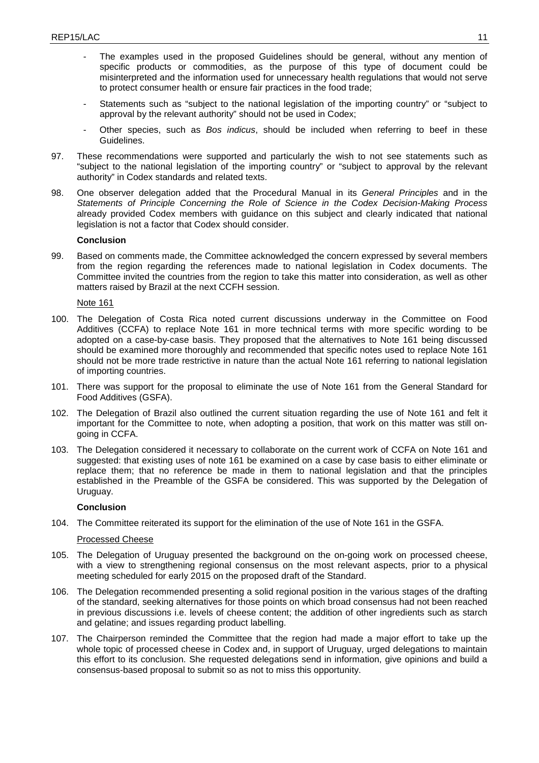- The examples used in the proposed Guidelines should be general, without any mention of specific products or commodities, as the purpose of this type of document could be misinterpreted and the information used for unnecessary health regulations that would not serve to protect consumer health or ensure fair practices in the food trade;
- Statements such as "subject to the national legislation of the importing country" or "subject to approval by the relevant authority" should not be used in Codex;
- Other species, such as *Bos indicus*, should be included when referring to beef in these Guidelines.

97. These recommendations were supported and particularly the wish to not see statements such as "subject to the national legislation of the importing country" or "subject to approval by the relevant authority" in Codex standards and related texts.

98. One observer delegation added that the Procedural Manual in its *General Principles* and in the *Statements of Principle Concerning the Role of Science in the Codex Decision-Making Process* already provided Codex members with guidance on this subject and clearly indicated that national legislation is not a factor that Codex should consider.

**Conclusion**

99. Based on comments made, the Committee acknowledged the concern expressed by several members from the region regarding the references made to national legislation in Codex documents. The Committee invited the countries from the region to take this matter into consideration, as well as other matters raised by Brazil at the next CCFH session.

Note 161

100. The Delegation of Costa Rica noted current discussions underway in the Committee on Food Additives (CCFA) to replace Note 161 in more technical terms with more specific wording to be adopted on a case-by-case basis. They proposed that the alternatives to Note 161 being discussed should be examined more thoroughly and recommended that specific notes used to replace Note 161 should not be more trade restrictive in nature than the actual Note 161 referring to national legislation of importing countries.

101. There was support for the proposal to eliminate the use of Note 161 from the General Standard for Food Additives (GSFA).

102. The Delegation of Brazil also outlined the current situation regarding the use of Note 161 and felt it important for the Committee to note, when adopting a position, that work on this matter was still on-going in CCFA.

103. The Delegation considered it necessary to collaborate on the current work of CCFA on Note 161 and suggested: that existing uses of note 161 be examined on a case by case basis to either eliminate or replace them; that no reference be made in them to national legislation and that the principles established in the Preamble of the GSFA be considered. This was supported by the Delegation of Uruguay.

**Conclusion**

104. The Committee reiterated its support for the elimination of the use of Note 161 in the GSFA.

Processed Cheese

105. The Delegation of Uruguay presented the background on the on-going work on processed cheese, with a view to strengthening regional consensus on the most relevant aspects, prior to a physical meeting scheduled for early 2015 on the proposed draft of the Standard.

106. The Delegation recommended presenting a solid regional position in the various stages of the drafting of the standard, seeking alternatives for those points on which broad consensus had not been reached in previous discussions i.e. levels of cheese content; the addition of other ingredients such as starch and gelatine; and issues regarding product labelling.

107. The Chairperson reminded the Committee that the region had made a major effort to take up the whole topic of processed cheese in Codex and, in support of Uruguay, urged delegations to maintain this effort to its conclusion. She requested delegations send in information, give opinions and build a consensus-based proposal to submit so as not to miss this opportunity.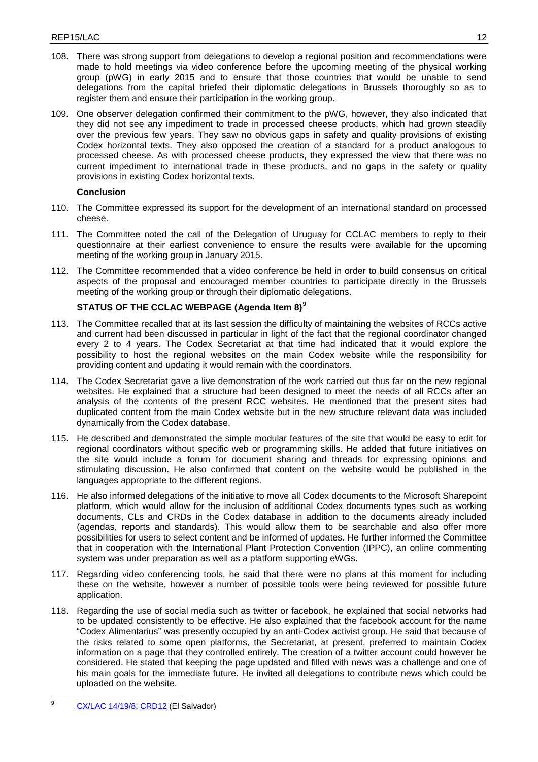108. There was strong support from delegations to develop a regional position and recommendations were made to hold meetings via video conference before the upcoming meeting of the physical working group (pWG) in early 2015 and to ensure that those countries that would be unable to send delegations from the capital briefed their diplomatic delegations in Brussels thoroughly so as to register them and ensure their participation in the working group.

109. One observer delegation confirmed their commitment to the pWG, however, they also indicated that they did not see any impediment to trade in processed cheese products, which had grown steadily over the previous few years. They saw no obvious gaps in safety and quality provisions of existing Codex horizontal texts. They also opposed the creation of a standard for a product analogous to processed cheese. As with processed cheese products, they expressed the view that there was no current impediment to international trade in these products, and no gaps in the safety or quality provisions in existing Codex horizontal texts.

**Conclusion**

110. The Committee expressed its support for the development of an international standard on processed cheese.

111. The Committee noted the call of the Delegation of Uruguay for CCLAC members to reply to their questionnaire at their earliest convenience to ensure the results were available for the upcoming meeting of the working group in January 2015.

112. The Committee recommended that a video conference be held in order to build consensus on critical aspects of the proposal and encouraged member countries to participate directly in the Brussels meeting of the working group or through their diplomatic delegations.

## STATUS OF THE CCLAC WEBPAGE (Agenda Item 8)[9]

113. The Committee recalled that at its last session the difficulty of maintaining the websites of RCCs active and current had been discussed in particular in light of the fact that the regional coordinator changed every 2 to 4 years. The Codex Secretariat at that time had indicated that it would explore the possibility to host the regional websites on the main Codex website while the responsibility for providing content and updating it would remain with the coordinators.

114. The Codex Secretariat gave a live demonstration of the work carried out thus far on the new regional websites. He explained that a structure had been designed to meet the needs of all RCCs after an analysis of the contents of the present RCC websites. He mentioned that the present sites had duplicated content from the main Codex website but in the new structure relevant data was included dynamically from the Codex database.

115. He described and demonstrated the simple modular features of the site that would be easy to edit for regional coordinators without specific web or programming skills. He added that future initiatives on the site would include a forum for document sharing and threads for expressing opinions and stimulating discussion. He also confirmed that content on the website would be published in the languages appropriate to the different regions.

116. He also informed delegations of the initiative to move all Codex documents to the Microsoft Sharepoint platform, which would allow for the inclusion of additional Codex documents types such as working documents, CLs and CRDs in the Codex database in addition to the documents already included (agendas, reports and standards). This would allow them to be searchable and also offer more possibilities for users to select content and be informed of updates. He further informed the Committee that in cooperation with the International Plant Protection Convention (IPPC), an online commenting system was under preparation as well as a platform supporting eWGs.

117. Regarding video conferencing tools, he said that there were no plans at this moment for including these on the website, however a number of possible tools were being reviewed for possible future application.

118. Regarding the use of social media such as twitter or facebook, he explained that social networks had to be updated consistently to be effective. He also explained that the facebook account for the name "Codex Alimentarius" was presently occupied by an anti-Codex activist group. He said that because of the risks related to some open platforms, the Secretariat, at present, preferred to maintain Codex information on a page that they controlled entirely. The creation of a twitter account could however be considered. He stated that keeping the page updated and filled with news was a challenge and one of his main goals for the immediate future. He invited all delegations to contribute news which could be uploaded on the website.

[9] CX/LAC 14/19/8; CRD12 (El Salvador)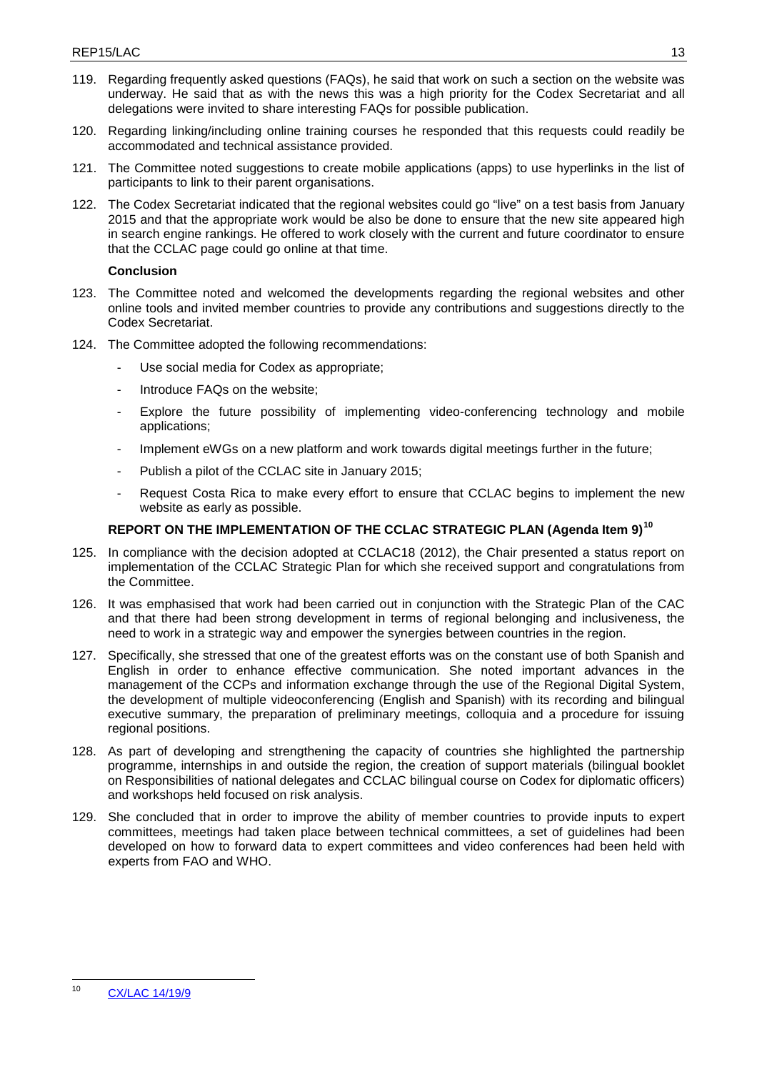119. Regarding frequently asked questions (FAQs), he said that work on such a section on the website was underway. He said that as with the news this was a high priority for the Codex Secretariat and all delegations were invited to share interesting FAQs for possible publication.

120. Regarding linking/including online training courses he responded that this requests could readily be accommodated and technical assistance provided.

121. The Committee noted suggestions to create mobile applications (apps) to use hyperlinks in the list of participants to link to their parent organisations.

122. The Codex Secretariat indicated that the regional websites could go "live" on a test basis from January 2015 and that the appropriate work would be also be done to ensure that the new site appeared high in search engine rankings. He offered to work closely with the current and future coordinator to ensure that the CCLAC page could go online at that time.

**Conclusion**

123. The Committee noted and welcomed the developments regarding the regional websites and other online tools and invited member countries to provide any contributions and suggestions directly to the Codex Secretariat.

124. The Committee adopted the following recommendations:

- Use social media for Codex as appropriate;
- Introduce FAQs on the website;
- Explore the future possibility of implementing video-conferencing technology and mobile applications;
- Implement eWGs on a new platform and work towards digital meetings further in the future;
- Publish a pilot of the CCLAC site in January 2015;
- Request Costa Rica to make every effort to ensure that CCLAC begins to implement the new website as early as possible.

## REPORT ON THE IMPLEMENTATION OF THE CCLAC STRATEGIC PLAN (Agenda Item 9)[10]

125. In compliance with the decision adopted at CCLAC18 (2012), the Chair presented a status report on implementation of the CCLAC Strategic Plan for which she received support and congratulations from the Committee.

126. It was emphasised that work had been carried out in conjunction with the Strategic Plan of the CAC and that there had been strong development in terms of regional belonging and inclusiveness, the need to work in a strategic way and empower the synergies between countries in the region.

127. Specifically, she stressed that one of the greatest efforts was on the constant use of both Spanish and English in order to enhance effective communication. She noted important advances in the management of the CCPs and information exchange through the use of the Regional Digital System, the development of multiple videoconferencing (English and Spanish) with its recording and bilingual executive summary, the preparation of preliminary meetings, colloquia and a procedure for issuing regional positions.

128. As part of developing and strengthening the capacity of countries she highlighted the partnership programme, internships in and outside the region, the creation of support materials (bilingual booklet on Responsibilities of national delegates and CCLAC bilingual course on Codex for diplomatic officers) and workshops held focused on risk analysis.

129. She concluded that in order to improve the ability of member countries to provide inputs to expert committees, meetings had taken place between technical committees, a set of guidelines had been developed on how to forward data to expert committees and video conferences had been held with experts from FAO and WHO.

---

[10] CX/LAC 14/19/9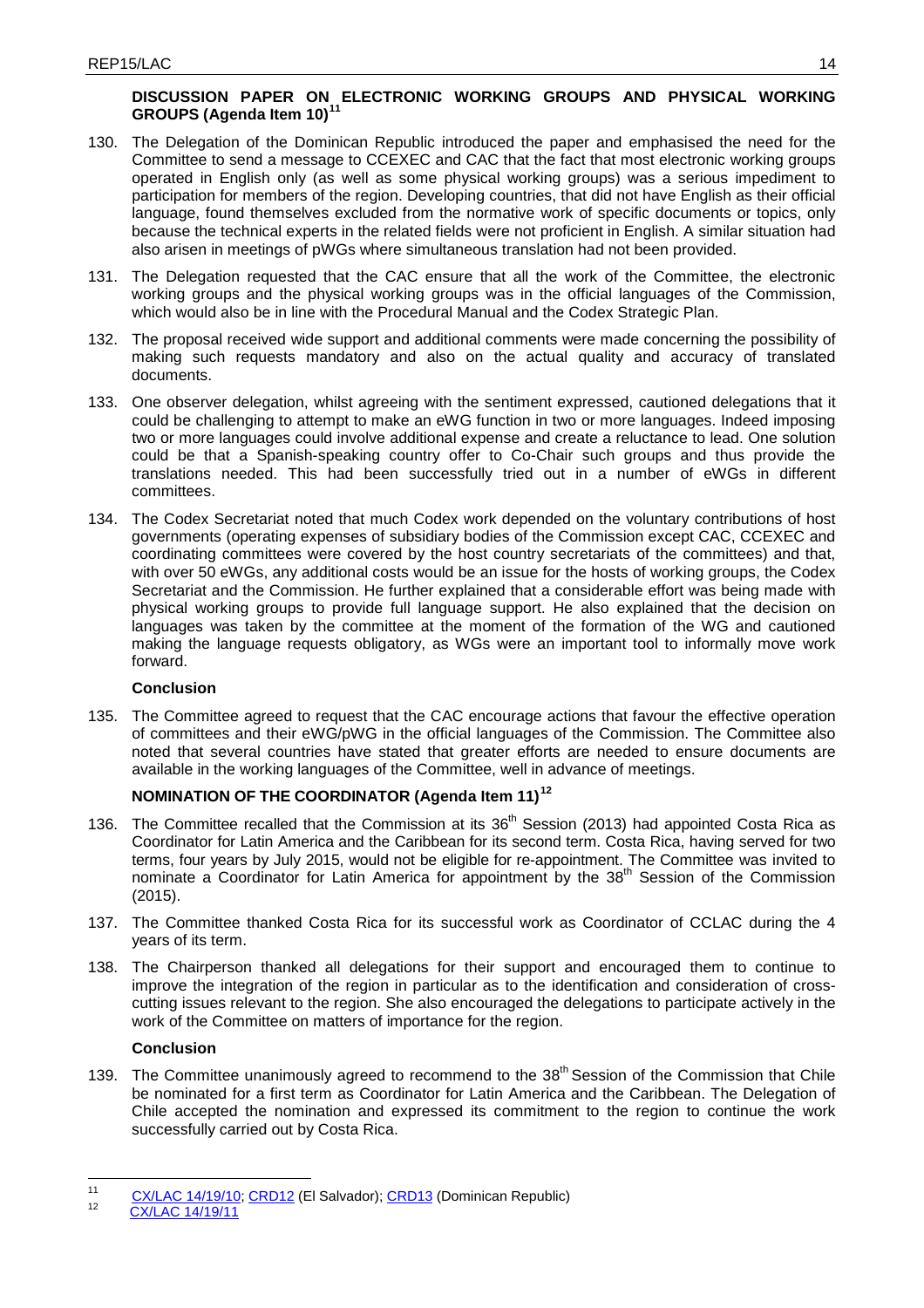**DISCUSSION PAPER ON ELECTRONIC WORKING GROUPS AND PHYSICAL WORKING GROUPS (Agenda Item 10)**[11]

130. The Delegation of the Dominican Republic introduced the paper and emphasised the need for the Committee to send a message to CCEXEC and CAC that the fact that most electronic working groups operated in English only (as well as some physical working groups) was a serious impediment to participation for members of the region. Developing countries, that did not have English as their official language, found themselves excluded from the normative work of specific documents or topics, only because the technical experts in the related fields were not proficient in English. A similar situation had also arisen in meetings of pWGs where simultaneous translation had not been provided.

131. The Delegation requested that the CAC ensure that all the work of the Committee, the electronic working groups and the physical working groups was in the official languages of the Commission, which would also be in line with the Procedural Manual and the Codex Strategic Plan.

132. The proposal received wide support and additional comments were made concerning the possibility of making such requests mandatory and also on the actual quality and accuracy of translated documents.

133. One observer delegation, whilst agreeing with the sentiment expressed, cautioned delegations that it could be challenging to attempt to make an eWG function in two or more languages. Indeed imposing two or more languages could involve additional expense and create a reluctance to lead. One solution could be that a Spanish-speaking country offer to Co-Chair such groups and thus provide the translations needed. This had been successfully tried out in a number of eWGs in different committees.

134. The Codex Secretariat noted that much Codex work depended on the voluntary contributions of host governments (operating expenses of subsidiary bodies of the Commission except CAC, CCEXEC and coordinating committees were covered by the host country secretariats of the committees) and that, with over 50 eWGs, any additional costs would be an issue for the hosts of working groups, the Codex Secretariat and the Commission. He further explained that a considerable effort was being made with physical working groups to provide full language support. He also explained that the decision on languages was taken by the committee at the moment of the formation of the WG and cautioned making the language requests obligatory, as WGs were an important tool to informally move work forward.

**Conclusion**

135. The Committee agreed to request that the CAC encourage actions that favour the effective operation of committees and their eWG/pWG in the official languages of the Commission. The Committee also noted that several countries have stated that greater efforts are needed to ensure documents are available in the working languages of the Committee, well in advance of meetings.

**NOMINATION OF THE COORDINATOR (Agenda Item 11)**[12]

136. The Committee recalled that the Commission at its 36th Session (2013) had appointed Costa Rica as Coordinator for Latin America and the Caribbean for its second term. Costa Rica, having served for two terms, four years by July 2015, would not be eligible for re-appointment. The Committee was invited to nominate a Coordinator for Latin America for appointment by the 38th Session of the Commission (2015).

137. The Committee thanked Costa Rica for its successful work as Coordinator of CCLAC during the 4 years of its term.

138. The Chairperson thanked all delegations for their support and encouraged them to continue to improve the integration of the region in particular as to the identification and consideration of cross-cutting issues relevant to the region. She also encouraged the delegations to participate actively in the work of the Committee on matters of importance for the region.

**Conclusion**

139. The Committee unanimously agreed to recommend to the 38th Session of the Commission that Chile be nominated for a first term as Coordinator for Latin America and the Caribbean. The Delegation of Chile accepted the nomination and expressed its commitment to the region to continue the work successfully carried out by Costa Rica.

---

[11] CX/LAC 14/19/10; CRD12 (El Salvador); CRD13 (Dominican Republic)

[12] CX/LAC 14/19/11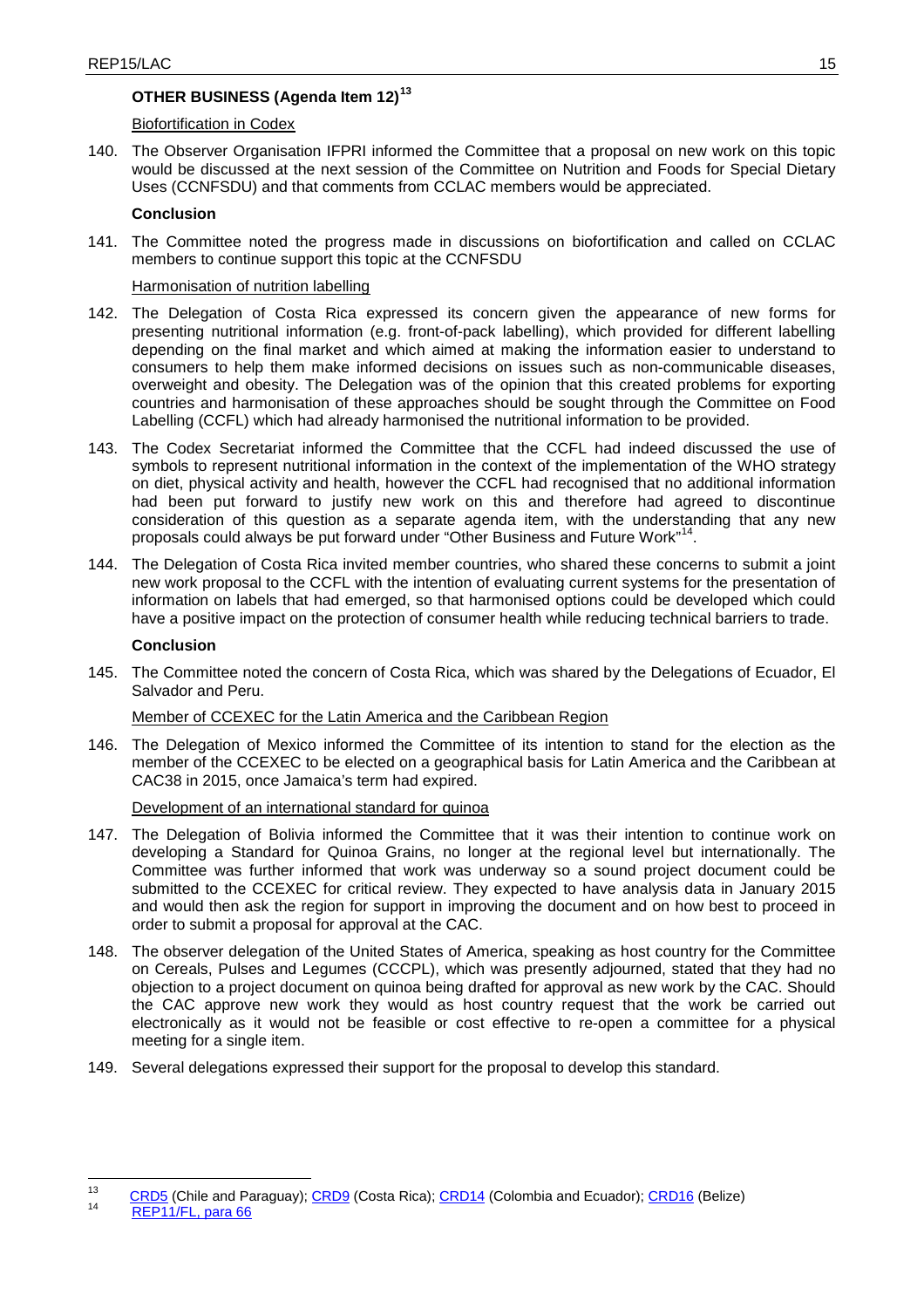## OTHER BUSINESS (Agenda Item 12)[13]

Biofortification in Codex

140. The Observer Organisation IFPRI informed the Committee that a proposal on new work on this topic would be discussed at the next session of the Committee on Nutrition and Foods for Special Dietary Uses (CCNFSDU) and that comments from CCLAC members would be appreciated.

**Conclusion**

141. The Committee noted the progress made in discussions on biofortification and called on CCLAC members to continue support this topic at the CCNFSDU

Harmonisation of nutrition labelling

142. The Delegation of Costa Rica expressed its concern given the appearance of new forms for presenting nutritional information (e.g. front-of-pack labelling), which provided for different labelling depending on the final market and which aimed at making the information easier to understand to consumers to help them make informed decisions on issues such as non-communicable diseases, overweight and obesity. The Delegation was of the opinion that this created problems for exporting countries and harmonisation of these approaches should be sought through the Committee on Food Labelling (CCFL) which had already harmonised the nutritional information to be provided.

143. The Codex Secretariat informed the Committee that the CCFL had indeed discussed the use of symbols to represent nutritional information in the context of the implementation of the WHO strategy on diet, physical activity and health, however the CCFL had recognised that no additional information had been put forward to justify new work on this and therefore had agreed to discontinue consideration of this question as a separate agenda item, with the understanding that any new proposals could always be put forward under "Other Business and Future Work"[14].

144. The Delegation of Costa Rica invited member countries, who shared these concerns to submit a joint new work proposal to the CCFL with the intention of evaluating current systems for the presentation of information on labels that had emerged, so that harmonised options could be developed which could have a positive impact on the protection of consumer health while reducing technical barriers to trade.

**Conclusion**

145. The Committee noted the concern of Costa Rica, which was shared by the Delegations of Ecuador, El Salvador and Peru.

Member of CCEXEC for the Latin America and the Caribbean Region

146. The Delegation of Mexico informed the Committee of its intention to stand for the election as the member of the CCEXEC to be elected on a geographical basis for Latin America and the Caribbean at CAC38 in 2015, once Jamaica's term had expired.

Development of an international standard for quinoa

147. The Delegation of Bolivia informed the Committee that it was their intention to continue work on developing a Standard for Quinoa Grains, no longer at the regional level but internationally. The Committee was further informed that work was underway so a sound project document could be submitted to the CCEXEC for critical review. They expected to have analysis data in January 2015 and would then ask the region for support in improving the document and on how best to proceed in order to submit a proposal for approval at the CAC.

148. The observer delegation of the United States of America, speaking as host country for the Committee on Cereals, Pulses and Legumes (CCCPL), which was presently adjourned, stated that they had no objection to a project document on quinoa being drafted for approval as new work by the CAC. Should the CAC approve new work they would as host country request that the work be carried out electronically as it would not be feasible or cost effective to re-open a committee for a physical meeting for a single item.

149. Several delegations expressed their support for the proposal to develop this standard.

---

[13] CRD5 (Chile and Paraguay); CRD9 (Costa Rica); CRD14 (Colombia and Ecuador); CRD16 (Belize)

[14] REP11/FL, para 66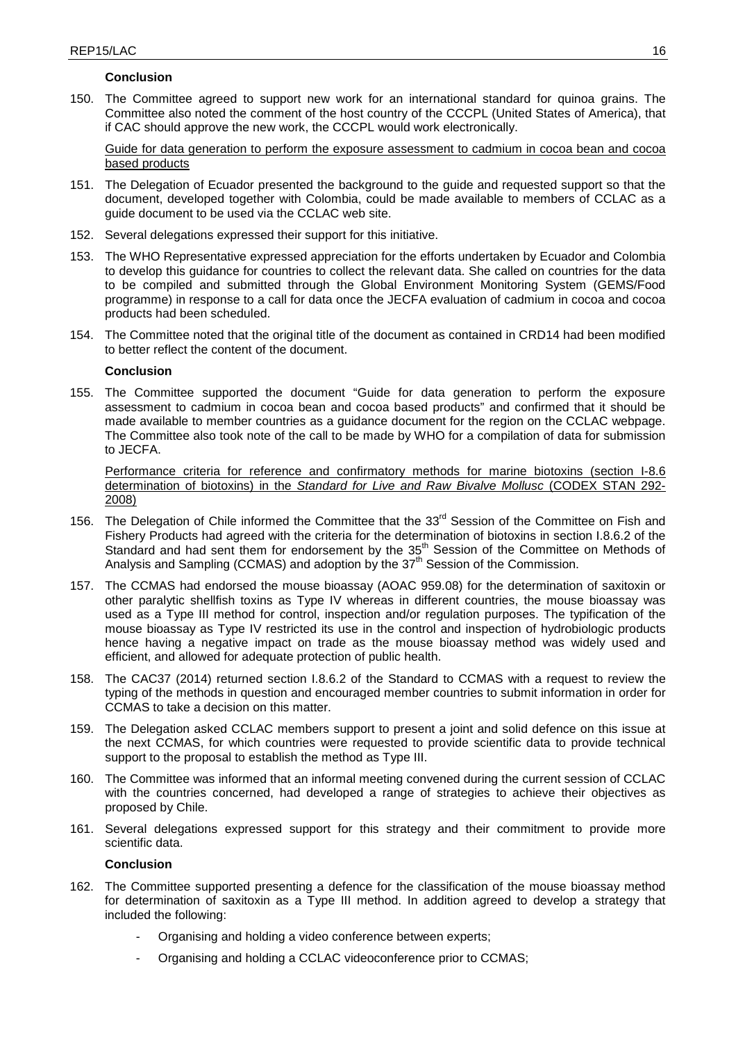**Conclusion**

150. The Committee agreed to support new work for an international standard for quinoa grains. The Committee also noted the comment of the host country of the CCCPL (United States of America), that if CAC should approve the new work, the CCCPL would work electronically.

Guide for data generation to perform the exposure assessment to cadmium in cocoa bean and cocoa based products

151. The Delegation of Ecuador presented the background to the guide and requested support so that the document, developed together with Colombia, could be made available to members of CCLAC as a guide document to be used via the CCLAC web site.

152. Several delegations expressed their support for this initiative.

153. The WHO Representative expressed appreciation for the efforts undertaken by Ecuador and Colombia to develop this guidance for countries to collect the relevant data. She called on countries for the data to be compiled and submitted through the Global Environment Monitoring System (GEMS/Food programme) in response to a call for data once the JECFA evaluation of cadmium in cocoa and cocoa products had been scheduled.

154. The Committee noted that the original title of the document as contained in CRD14 had been modified to better reflect the content of the document.

**Conclusion**

155. The Committee supported the document "Guide for data generation to perform the exposure assessment to cadmium in cocoa bean and cocoa based products" and confirmed that it should be made available to member countries as a guidance document for the region on the CCLAC webpage. The Committee also took note of the call to be made by WHO for a compilation of data for submission to JECFA.

Performance criteria for reference and confirmatory methods for marine biotoxins (section I-8.6 determination of biotoxins) in the *Standard for Live and Raw Bivalve Mollusc* (CODEX STAN 292-2008)

156. The Delegation of Chile informed the Committee that the 33rd Session of the Committee on Fish and Fishery Products had agreed with the criteria for the determination of biotoxins in section I.8.6.2 of the Standard and had sent them for endorsement by the 35th Session of the Committee on Methods of Analysis and Sampling (CCMAS) and adoption by the 37th Session of the Commission.

157. The CCMAS had endorsed the mouse bioassay (AOAC 959.08) for the determination of saxitoxin or other paralytic shellfish toxins as Type IV whereas in different countries, the mouse bioassay was used as a Type III method for control, inspection and/or regulation purposes. The typification of the mouse bioassay as Type IV restricted its use in the control and inspection of hydrobiologic products hence having a negative impact on trade as the mouse bioassay method was widely used and efficient, and allowed for adequate protection of public health.

158. The CAC37 (2014) returned section I.8.6.2 of the Standard to CCMAS with a request to review the typing of the methods in question and encouraged member countries to submit information in order for CCMAS to take a decision on this matter.

159. The Delegation asked CCLAC members support to present a joint and solid defence on this issue at the next CCMAS, for which countries were requested to provide scientific data to provide technical support to the proposal to establish the method as Type III.

160. The Committee was informed that an informal meeting convened during the current session of CCLAC with the countries concerned, had developed a range of strategies to achieve their objectives as proposed by Chile.

161. Several delegations expressed support for this strategy and their commitment to provide more scientific data.

**Conclusion**

162. The Committee supported presenting a defence for the classification of the mouse bioassay method for determination of saxitoxin as a Type III method. In addition agreed to develop a strategy that included the following:

    - Organising and holding a video conference between experts;
    - Organising and holding a CCLAC videoconference prior to CCMAS;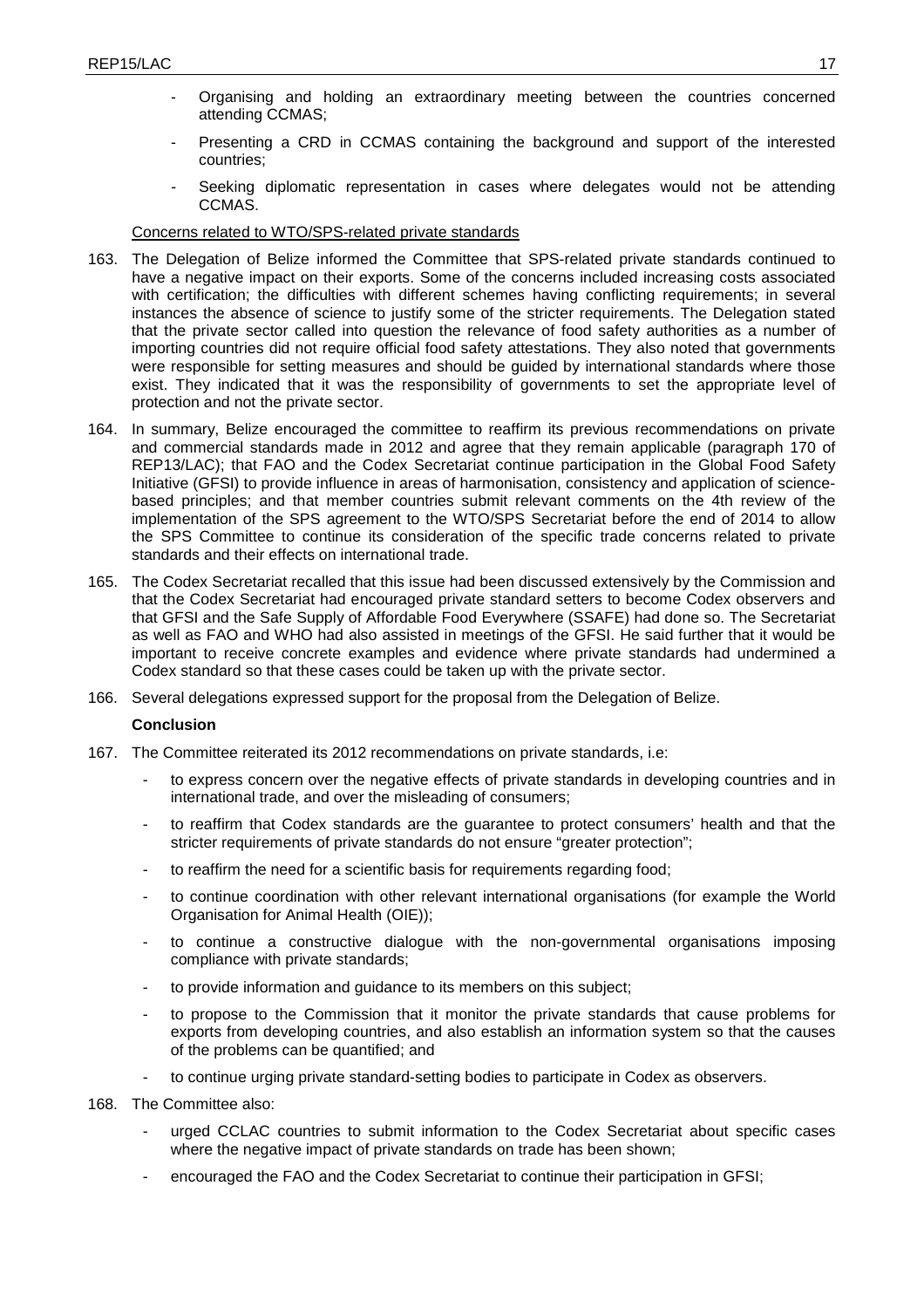- Organising and holding an extraordinary meeting between the countries concerned attending CCMAS;
- Presenting a CRD in CCMAS containing the background and support of the interested countries;
- Seeking diplomatic representation in cases where delegates would not be attending CCMAS.

Concerns related to WTO/SPS-related private standards

163. The Delegation of Belize informed the Committee that SPS-related private standards continued to have a negative impact on their exports. Some of the concerns included increasing costs associated with certification; the difficulties with different schemes having conflicting requirements; in several instances the absence of science to justify some of the stricter requirements. The Delegation stated that the private sector called into question the relevance of food safety authorities as a number of importing countries did not require official food safety attestations. They also noted that governments were responsible for setting measures and should be guided by international standards where those exist. They indicated that it was the responsibility of governments to set the appropriate level of protection and not the private sector.

164. In summary, Belize encouraged the committee to reaffirm its previous recommendations on private and commercial standards made in 2012 and agree that they remain applicable (paragraph 170 of REP13/LAC); that FAO and the Codex Secretariat continue participation in the Global Food Safety Initiative (GFSI) to provide influence in areas of harmonisation, consistency and application of science-based principles; and that member countries submit relevant comments on the 4th review of the implementation of the SPS agreement to the WTO/SPS Secretariat before the end of 2014 to allow the SPS Committee to continue its consideration of the specific trade concerns related to private standards and their effects on international trade.

165. The Codex Secretariat recalled that this issue had been discussed extensively by the Commission and that the Codex Secretariat had encouraged private standard setters to become Codex observers and that GFSI and the Safe Supply of Affordable Food Everywhere (SSAFE) had done so. The Secretariat as well as FAO and WHO had also assisted in meetings of the GFSI. He said further that it would be important to receive concrete examples and evidence where private standards had undermined a Codex standard so that these cases could be taken up with the private sector.

166. Several delegations expressed support for the proposal from the Delegation of Belize.

**Conclusion**

167. The Committee reiterated its 2012 recommendations on private standards, i.e:
    - to express concern over the negative effects of private standards in developing countries and in international trade, and over the misleading of consumers;
    - to reaffirm that Codex standards are the guarantee to protect consumers' health and that the stricter requirements of private standards do not ensure "greater protection";
    - to reaffirm the need for a scientific basis for requirements regarding food;
    - to continue coordination with other relevant international organisations (for example the World Organisation for Animal Health (OIE));
    - to continue a constructive dialogue with the non-governmental organisations imposing compliance with private standards;
    - to provide information and guidance to its members on this subject;
    - to propose to the Commission that it monitor the private standards that cause problems for exports from developing countries, and also establish an information system so that the causes of the problems can be quantified; and
    - to continue urging private standard-setting bodies to participate in Codex as observers.

168. The Committee also:
    - urged CCLAC countries to submit information to the Codex Secretariat about specific cases where the negative impact of private standards on trade has been shown;
    - encouraged the FAO and the Codex Secretariat to continue their participation in GFSI;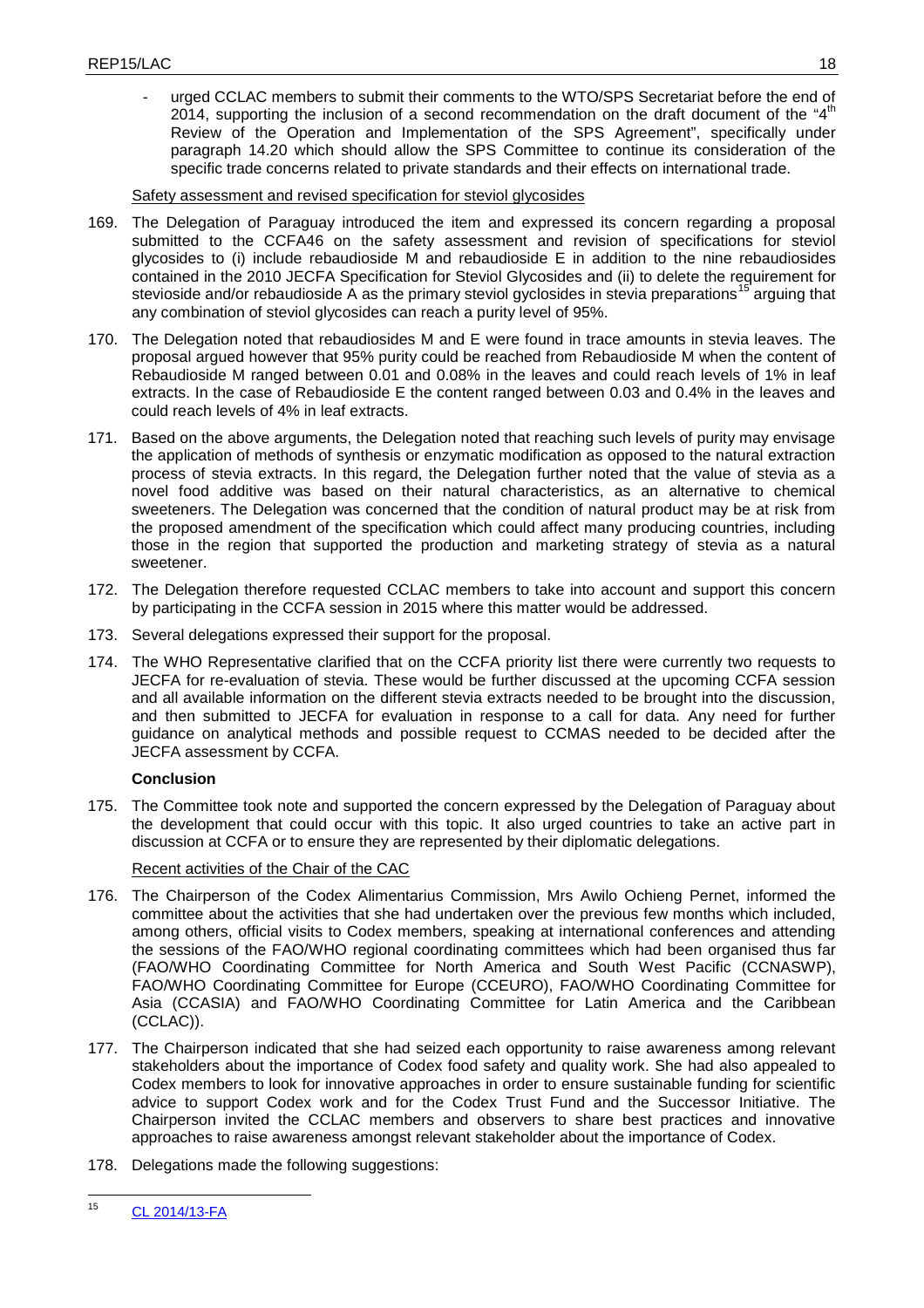- urged CCLAC members to submit their comments to the WTO/SPS Secretariat before the end of 2014, supporting the inclusion of a second recommendation on the draft document of the "4th Review of the Operation and Implementation of the SPS Agreement", specifically under paragraph 14.20 which should allow the SPS Committee to continue its consideration of the specific trade concerns related to private standards and their effects on international trade.

Safety assessment and revised specification for steviol glycosides

169. The Delegation of Paraguay introduced the item and expressed its concern regarding a proposal submitted to the CCFA46 on the safety assessment and revision of specifications for steviol glycosides to (i) include rebaudioside M and rebaudioside E in addition to the nine rebaudiosides contained in the 2010 JECFA Specification for Steviol Glycosides and (ii) to delete the requirement for stevioside and/or rebaudioside A as the primary steviol gyclosides in stevia preparations[15] arguing that any combination of steviol glycosides can reach a purity level of 95%.

170. The Delegation noted that rebaudiosides M and E were found in trace amounts in stevia leaves. The proposal argued however that 95% purity could be reached from Rebaudioside M when the content of Rebaudioside M ranged between 0.01 and 0.08% in the leaves and could reach levels of 1% in leaf extracts. In the case of Rebaudioside E the content ranged between 0.03 and 0.4% in the leaves and could reach levels of 4% in leaf extracts.

171. Based on the above arguments, the Delegation noted that reaching such levels of purity may envisage the application of methods of synthesis or enzymatic modification as opposed to the natural extraction process of stevia extracts. In this regard, the Delegation further noted that the value of stevia as a novel food additive was based on their natural characteristics, as an alternative to chemical sweeteners. The Delegation was concerned that the condition of natural product may be at risk from the proposed amendment of the specification which could affect many producing countries, including those in the region that supported the production and marketing strategy of stevia as a natural sweetener.

172. The Delegation therefore requested CCLAC members to take into account and support this concern by participating in the CCFA session in 2015 where this matter would be addressed.

173. Several delegations expressed their support for the proposal.

174. The WHO Representative clarified that on the CCFA priority list there were currently two requests to JECFA for re-evaluation of stevia. These would be further discussed at the upcoming CCFA session and all available information on the different stevia extracts needed to be brought into the discussion, and then submitted to JECFA for evaluation in response to a call for data. Any need for further guidance on analytical methods and possible request to CCMAS needed to be decided after the JECFA assessment by CCFA.

**Conclusion**

175. The Committee took note and supported the concern expressed by the Delegation of Paraguay about the development that could occur with this topic. It also urged countries to take an active part in discussion at CCFA or to ensure they are represented by their diplomatic delegations.

Recent activities of the Chair of the CAC

176. The Chairperson of the Codex Alimentarius Commission, Mrs Awilo Ochieng Pernet, informed the committee about the activities that she had undertaken over the previous few months which included, among others, official visits to Codex members, speaking at international conferences and attending the sessions of the FAO/WHO regional coordinating committees which had been organised thus far (FAO/WHO Coordinating Committee for North America and South West Pacific (CCNASWP), FAO/WHO Coordinating Committee for Europe (CCEURO), FAO/WHO Coordinating Committee for Asia (CCASIA) and FAO/WHO Coordinating Committee for Latin America and the Caribbean (CCLAC)).

177. The Chairperson indicated that she had seized each opportunity to raise awareness among relevant stakeholders about the importance of Codex food safety and quality work. She had also appealed to Codex members to look for innovative approaches in order to ensure sustainable funding for scientific advice to support Codex work and for the Codex Trust Fund and the Successor Initiative. The Chairperson invited the CCLAC members and observers to share best practices and innovative approaches to raise awareness amongst relevant stakeholder about the importance of Codex.

178. Delegations made the following suggestions:

[15] CL 2014/13-FA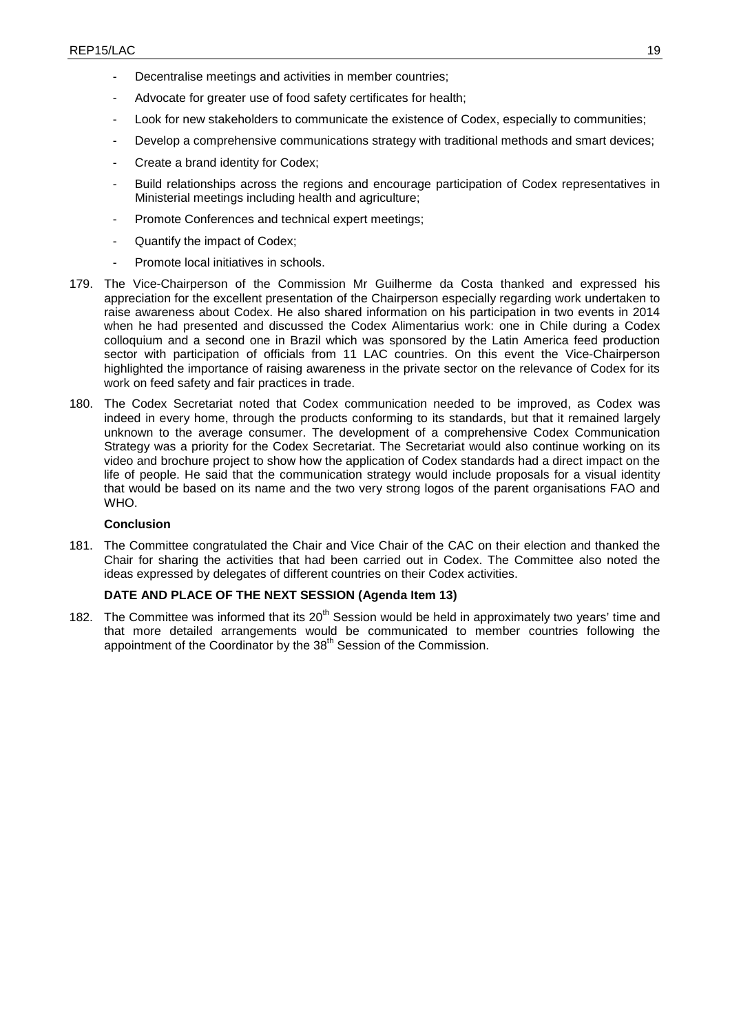- Decentralise meetings and activities in member countries;
- Advocate for greater use of food safety certificates for health;
- Look for new stakeholders to communicate the existence of Codex, especially to communities;
- Develop a comprehensive communications strategy with traditional methods and smart devices;
- Create a brand identity for Codex;
- Build relationships across the regions and encourage participation of Codex representatives in Ministerial meetings including health and agriculture;
- Promote Conferences and technical expert meetings;
- Quantify the impact of Codex;
- Promote local initiatives in schools.

179. The Vice-Chairperson of the Commission Mr Guilherme da Costa thanked and expressed his appreciation for the excellent presentation of the Chairperson especially regarding work undertaken to raise awareness about Codex. He also shared information on his participation in two events in 2014 when he had presented and discussed the Codex Alimentarius work: one in Chile during a Codex colloquium and a second one in Brazil which was sponsored by the Latin America feed production sector with participation of officials from 11 LAC countries. On this event the Vice-Chairperson highlighted the importance of raising awareness in the private sector on the relevance of Codex for its work on feed safety and fair practices in trade.

180. The Codex Secretariat noted that Codex communication needed to be improved, as Codex was indeed in every home, through the products conforming to its standards, but that it remained largely unknown to the average consumer. The development of a comprehensive Codex Communication Strategy was a priority for the Codex Secretariat. The Secretariat would also continue working on its video and brochure project to show how the application of Codex standards had a direct impact on the life of people. He said that the communication strategy would include proposals for a visual identity that would be based on its name and the two very strong logos of the parent organisations FAO and WHO.

**Conclusion**

181. The Committee congratulated the Chair and Vice Chair of the CAC on their election and thanked the Chair for sharing the activities that had been carried out in Codex. The Committee also noted the ideas expressed by delegates of different countries on their Codex activities.

**DATE AND PLACE OF THE NEXT SESSION (Agenda Item 13)**

182. The Committee was informed that its 20th Session would be held in approximately two years' time and that more detailed arrangements would be communicated to member countries following the appointment of the Coordinator by the 38th Session of the Commission.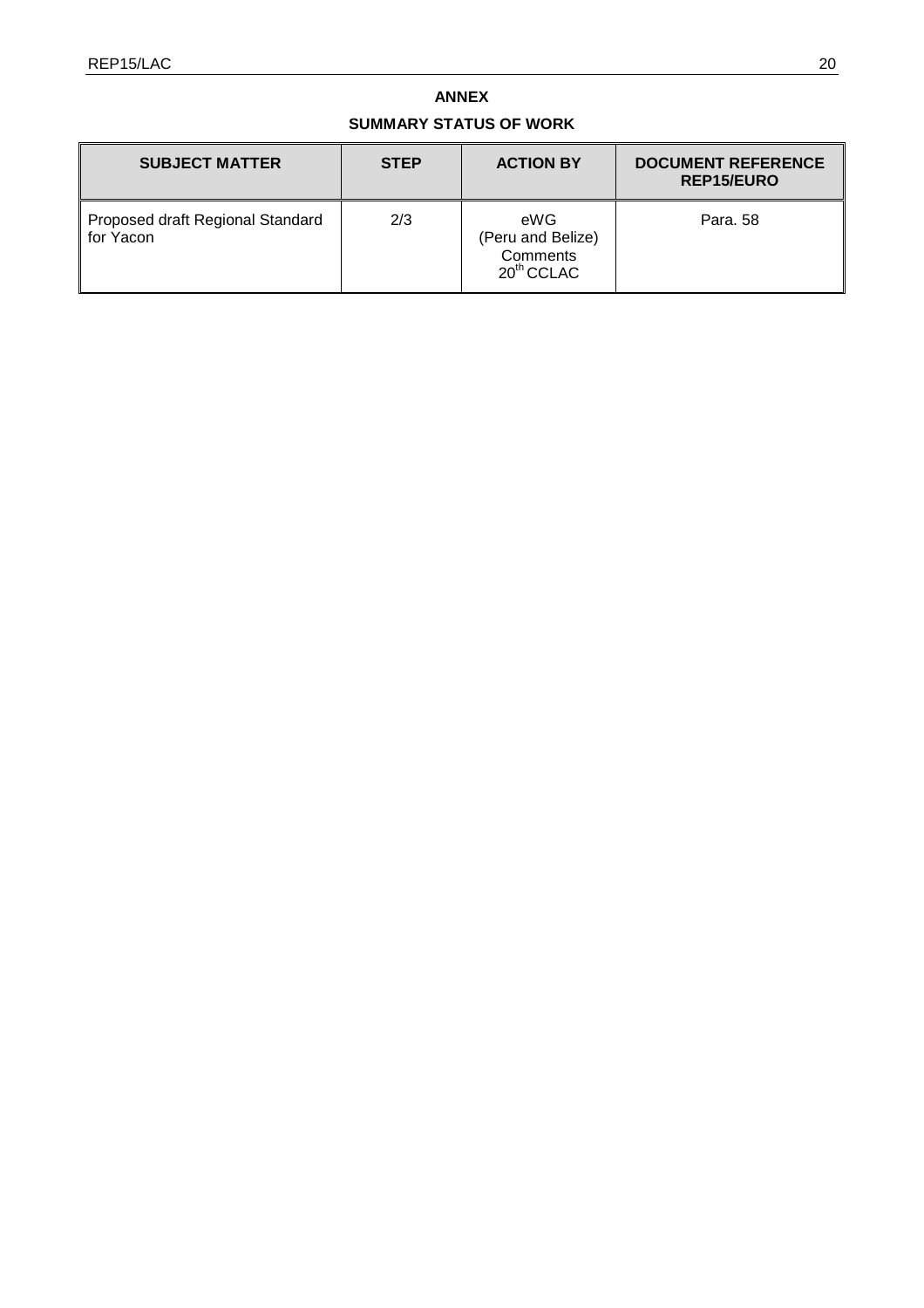## ANNEX

## SUMMARY STATUS OF WORK

| SUBJECT MATTER | STEP | ACTION BY | DOCUMENT REFERENCE REP15/EURO |
|---|---|---|---|
| Proposed draft Regional Standard for Yacon | 2/3 | eWG (Peru and Belize) Comments 20th CCLAC | Para. 58 |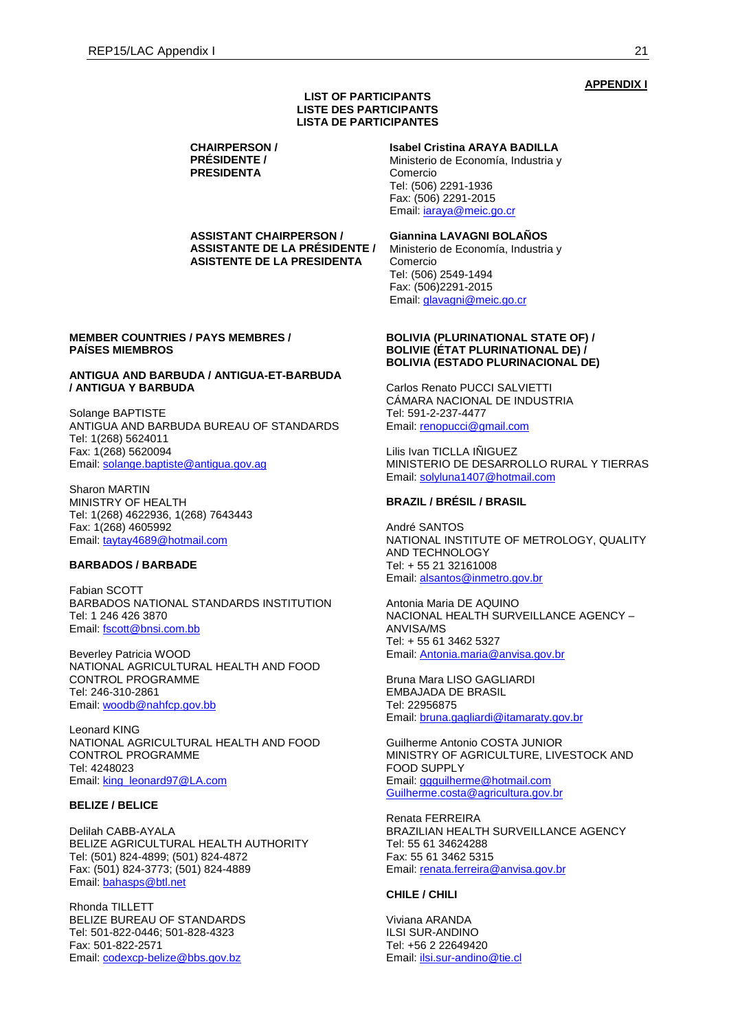**APPENDIX I**

**LIST OF PARTICIPANTS**
**LISTE DES PARTICIPANTS**
**LISTA DE PARTICIPANTES**

**CHAIRPERSON / PRÉSIDENTE / PRESIDENTA**

**Isabel Cristina ARAYA BADILLA**
Ministerio de Economía, Industria y Comercio
Tel: (506) 2291-1936
Fax: (506) 2291-2015
Email: iaraya@meic.go.cr

**ASSISTANT CHAIRPERSON / ASSISTANTE DE LA PRÉSIDENTE / ASISTENTE DE LA PRESIDENTA**

**Giannina LAVAGNI BOLAÑOS**
Ministerio de Economía, Industria y Comercio
Tel: (506) 2549-1494
Fax: (506)2291-2015
Email: glavagni@meic.go.cr

**MEMBER COUNTRIES / PAYS MEMBRES / PAÍSES MIEMBROS**

**ANTIGUA AND BARBUDA / ANTIGUA-ET-BARBUDA / ANTIGUA Y BARBUDA**

Solange BAPTISTE
ANTIGUA AND BARBUDA BUREAU OF STANDARDS
Tel: 1(268) 5624011
Fax: 1(268) 5620094
Email: solange.baptiste@antigua.gov.ag

Sharon MARTIN
MINISTRY OF HEALTH
Tel: 1(268) 4622936, 1(268) 7643443
Fax: 1(268) 4605992
Email: taytay4689@hotmail.com

**BARBADOS / BARBADE**

Fabian SCOTT
BARBADOS NATIONAL STANDARDS INSTITUTION
Tel: 1 246 426 3870
Email: fscott@bnsi.com.bb

Beverley Patricia WOOD
NATIONAL AGRICULTURAL HEALTH AND FOOD CONTROL PROGRAMME
Tel: 246-310-2861
Email: woodb@nahfcp.gov.bb

Leonard KING
NATIONAL AGRICULTURAL HEALTH AND FOOD CONTROL PROGRAMME
Tel: 4248023
Email: king_leonard97@LA.com

**BELIZE / BELICE**

Delilah CABB-AYALA
BELIZE AGRICULTURAL HEALTH AUTHORITY
Tel: (501) 824-4899; (501) 824-4872
Fax: (501) 824-3773; (501) 824-4889
Email: bahasps@btl.net

Rhonda TILLETT
BELIZE BUREAU OF STANDARDS
Tel: 501-822-0446; 501-828-4323
Fax: 501-822-2571
Email: codexcp-belize@bbs.gov.bz

**BOLIVIA (PLURINATIONAL STATE OF) / BOLIVIE (ÉTAT PLURINATIONAL DE) / BOLIVIA (ESTADO PLURINACIONAL DE)**

Carlos Renato PUCCI SALVIETTI
CÁMARA NACIONAL DE INDUSTRIA
Tel: 591-2-237-4477
Email: renopucci@gmail.com

Lilis Ivan TICLLA IÑIGUEZ
MINISTERIO DE DESARROLLO RURAL Y TIERRAS
Email: solyluna1407@hotmail.com

**BRAZIL / BRÉSIL / BRASIL**

André SANTOS
NATIONAL INSTITUTE OF METROLOGY, QUALITY AND TECHNOLOGY
Tel: + 55 21 32161008
Email: alsantos@inmetro.gov.br

Antonia Maria DE AQUINO
NACIONAL HEALTH SURVEILLANCE AGENCY – ANVISA/MS
Tel: + 55 61 3462 5327
Email: Antonia.maria@anvisa.gov.br

Bruna Mara LISO GAGLIARDI
EMBAJADA DE BRASIL
Tel: 22956875
Email: bruna.gagliardi@itamaraty.gov.br

Guilherme Antonio COSTA JUNIOR
MINISTRY OF AGRICULTURE, LIVESTOCK AND FOOD SUPPLY
Email: ggguilherme@hotmail.com
Guilherme.costa@agricultura.gov.br

Renata FERREIRA
BRAZILIAN HEALTH SURVEILLANCE AGENCY
Tel: 55 61 34624288
Fax: 55 61 3462 5315
Email: renata.ferreira@anvisa.gov.br

**CHILE / CHILI**

Viviana ARANDA
ILSI SUR-ANDINO
Tel: +56 2 22649420
Email: ilsi.sur-andino@tie.cl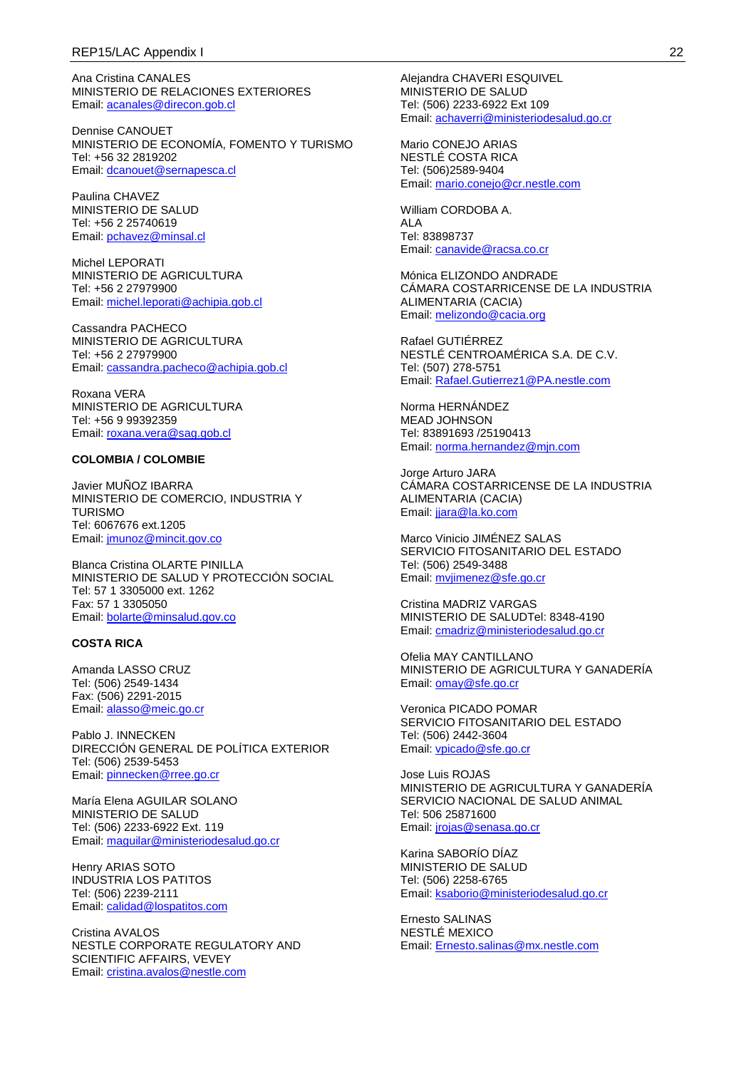Ana Cristina CANALES
MINISTERIO DE RELACIONES EXTERIORES
Email: acanales@direcon.gob.cl

Dennise CANOUET
MINISTERIO DE ECONOMÍA, FOMENTO Y TURISMO
Tel: +56 32 2819202
Email: dcanouet@sernapesca.cl

Paulina CHAVEZ
MINISTERIO DE SALUD
Tel: +56 2 25740619
Email: pchavez@minsal.cl

Michel LEPORATI
MINISTERIO DE AGRICULTURA
Tel: +56 2 27979900
Email: michel.leporati@achipia.gob.cl

Cassandra PACHECO
MINISTERIO DE AGRICULTURA
Tel: +56 2 27979900
Email: cassandra.pacheco@achipia.gob.cl

Roxana VERA
MINISTERIO DE AGRICULTURA
Tel: +56 9 99392359
Email: roxana.vera@sag.gob.cl

**COLOMBIA / COLOMBIE**

Javier MUÑOZ IBARRA
MINISTERIO DE COMERCIO, INDUSTRIA Y TURISMO
Tel: 6067676 ext.1205
Email: jmunoz@mincit.gov.co

Blanca Cristina OLARTE PINILLA
MINISTERIO DE SALUD Y PROTECCIÓN SOCIAL
Tel: 57 1 3305000 ext. 1262
Fax: 57 1 3305050
Email: bolarte@minsalud.gov.co

**COSTA RICA**

Amanda LASSO CRUZ
Tel: (506) 2549-1434
Fax: (506) 2291-2015
Email: alasso@meic.go.cr

Pablo J. INNECKEN
DIRECCIÓN GENERAL DE POLÍTICA EXTERIOR
Tel: (506) 2539-5453
Email: pinnecken@rree.go.cr

María Elena AGUILAR SOLANO
MINISTERIO DE SALUD
Tel: (506) 2233-6922 Ext. 119
Email: maguilar@ministeriodesalud.go.cr

Henry ARIAS SOTO
INDUSTRIA LOS PATITOS
Tel: (506) 2239-2111
Email: calidad@lospatitos.com

Cristina AVALOS
NESTLE CORPORATE REGULATORY AND SCIENTIFIC AFFAIRS, VEVEY
Email: cristina.avalos@nestle.com

Alejandra CHAVERI ESQUIVEL
MINISTERIO DE SALUD
Tel: (506) 2233-6922 Ext 109
Email: achaverri@ministeriodesalud.go.cr

Mario CONEJO ARIAS
NESTLÉ COSTA RICA
Tel: (506)2589-9404
Email: mario.conejo@cr.nestle.com

William CORDOBA A.
ALA
Tel: 83898737
Email: canavide@racsa.co.cr

Mónica ELIZONDO ANDRADE
CÁMARA COSTARRICENSE DE LA INDUSTRIA ALIMENTARIA (CACIA)
Email: melizondo@cacia.org

Rafael GUTIÉRREZ
NESTLÉ CENTROAMÉRICA S.A. DE C.V.
Tel: (507) 278-5751
Email: Rafael.Gutierrez1@PA.nestle.com

Norma HERNÁNDEZ
MEAD JOHNSON
Tel: 83891693 /25190413
Email: norma.hernandez@mjn.com

Jorge Arturo JARA
CÁMARA COSTARRICENSE DE LA INDUSTRIA ALIMENTARIA (CACIA)
Email: jjara@la.ko.com

Marco Vinicio JIMÉNEZ SALAS
SERVICIO FITOSANITARIO DEL ESTADO
Tel: (506) 2549-3488
Email: mvjimenez@sfe.go.cr

Cristina MADRIZ VARGAS
MINISTERIO DE SALUDTel: 8348-4190
Email: cmadriz@ministeriodesalud.go.cr

Ofelia MAY CANTILLANO
MINISTERIO DE AGRICULTURA Y GANADERÍA
Email: omay@sfe.go.cr

Veronica PICADO POMAR
SERVICIO FITOSANITARIO DEL ESTADO
Tel: (506) 2442-3604
Email: vpicado@sfe.go.cr

Jose Luis ROJAS
MINISTERIO DE AGRICULTURA Y GANADERÍA
SERVICIO NACIONAL DE SALUD ANIMAL
Tel: 506 25871600
Email: jrojas@senasa.go.cr

Karina SABORÍO DÍAZ
MINISTERIO DE SALUD
Tel: (506) 2258-6765
Email: ksaborio@ministeriodesalud.go.cr

Ernesto SALINAS
NESTLÉ MEXICO
Email: Ernesto.salinas@mx.nestle.com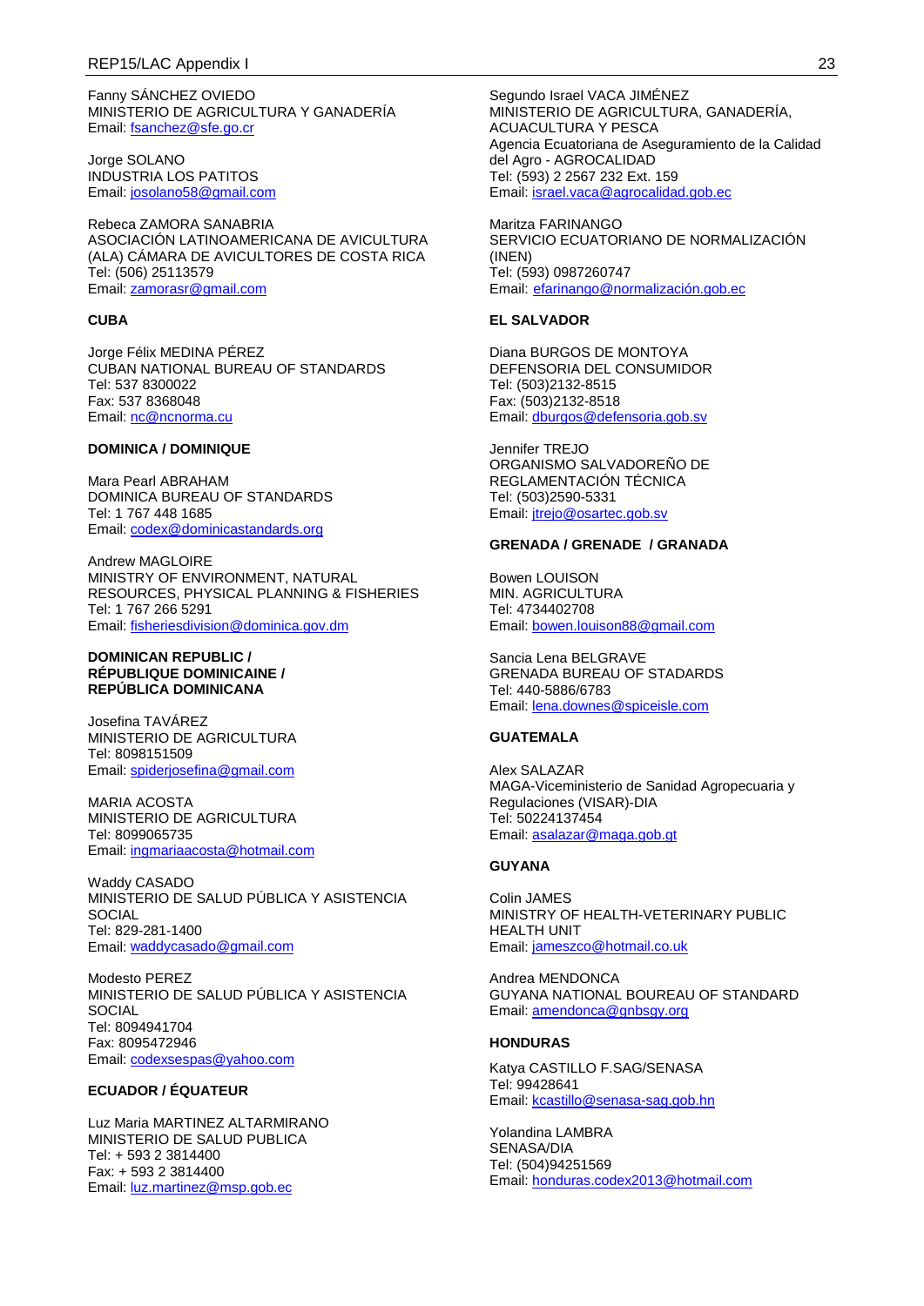Fanny SÁNCHEZ OVIEDO
MINISTERIO DE AGRICULTURA Y GANADERÍA
Email: fsanchez@sfe.go.cr

Jorge SOLANO
INDUSTRIA LOS PATITOS
Email: josolano58@gmail.com

Rebeca ZAMORA SANABRIA
ASOCIACIÓN LATINOAMERICANA DE AVICULTURA (ALA) CÁMARA DE AVICULTORES DE COSTA RICA
Tel: (506) 25113579
Email: zamorasr@gmail.com

**CUBA**

Jorge Félix MEDINA PÉREZ
CUBAN NATIONAL BUREAU OF STANDARDS
Tel: 537 8300022
Fax: 537 8368048
Email: nc@ncnorma.cu

**DOMINICA / DOMINIQUE**

Mara Pearl ABRAHAM
DOMINICA BUREAU OF STANDARDS
Tel: 1 767 448 1685
Email: codex@dominicastandards.org

Andrew MAGLOIRE
MINISTRY OF ENVIRONMENT, NATURAL RESOURCES, PHYSICAL PLANNING & FISHERIES
Tel: 1 767 266 5291
Email: fisheriesdivision@dominica.gov.dm

**DOMINICAN REPUBLIC / RÉPUBLIQUE DOMINICAINE / REPÚBLICA DOMINICANA**

Josefina TAVÁREZ
MINISTERIO DE AGRICULTURA
Tel: 8098151509
Email: spiderjosefina@gmail.com

MARIA ACOSTA
MINISTERIO DE AGRICULTURA
Tel: 8099065735
Email: ingmariaacosta@hotmail.com

Waddy CASADO
MINISTERIO DE SALUD PÚBLICA Y ASISTENCIA SOCIAL
Tel: 829-281-1400
Email: waddycasado@gmail.com

Modesto PEREZ
MINISTERIO DE SALUD PÚBLICA Y ASISTENCIA SOCIAL
Tel: 8094941704
Fax: 8095472946
Email: codexsespas@yahoo.com

**ECUADOR / ÉQUATEUR**

Luz Maria MARTINEZ ALTARMIRANO
MINISTERIO DE SALUD PUBLICA
Tel: + 593 2 3814400
Fax: + 593 2 3814400
Email: luz.martinez@msp.gob.ec

Segundo Israel VACA JIMÉNEZ
MINISTERIO DE AGRICULTURA, GANADERÍA, ACUACULTURA Y PESCA
Agencia Ecuatoriana de Aseguramiento de la Calidad del Agro - AGROCALIDAD
Tel: (593) 2 2567 232 Ext. 159
Email: israel.vaca@agrocalidad.gob.ec

Maritza FARINANGO
SERVICIO ECUATORIANO DE NORMALIZACIÓN (INEN)
Tel: (593) 0987260747
Email: efarinango@normalización.gob.ec

**EL SALVADOR**

Diana BURGOS DE MONTOYA
DEFENSORIA DEL CONSUMIDOR
Tel: (503)2132-8515
Fax: (503)2132-8518
Email: dburgos@defensoria.gob.sv

Jennifer TREJO
ORGANISMO SALVADOREÑO DE REGLAMENTACIÓN TÉCNICA
Tel: (503)2590-5331
Email: jtrejo@osartec.gob.sv

**GRENADA / GRENADE / GRANADA**

Bowen LOUISON
MIN. AGRICULTURA
Tel: 4734402708
Email: bowen.louison88@gmail.com

Sancia Lena BELGRAVE
GRENADA BUREAU OF STADARDS
Tel: 440-5886/6783
Email: lena.downes@spiceisle.com

**GUATEMALA**

Alex SALAZAR
MAGA-Viceministerio de Sanidad Agropecuaria y Regulaciones (VISAR)-DIA
Tel: 50224137454
Email: asalazar@maga.gob.gt

**GUYANA**

Colin JAMES
MINISTRY OF HEALTH-VETERINARY PUBLIC HEALTH UNIT
Email: jameszco@hotmail.co.uk

Andrea MENDONCA
GUYANA NATIONAL BOUREAU OF STANDARD
Email: amendonca@gnbsgy.org

**HONDURAS**

Katya CASTILLO F.SAG/SENASA
Tel: 99428641
Email: kcastillo@senasa-sag.gob.hn

Yolandina LAMBRA
SENASA/DIA
Tel: (504)94251569
Email: honduras.codex2013@hotmail.com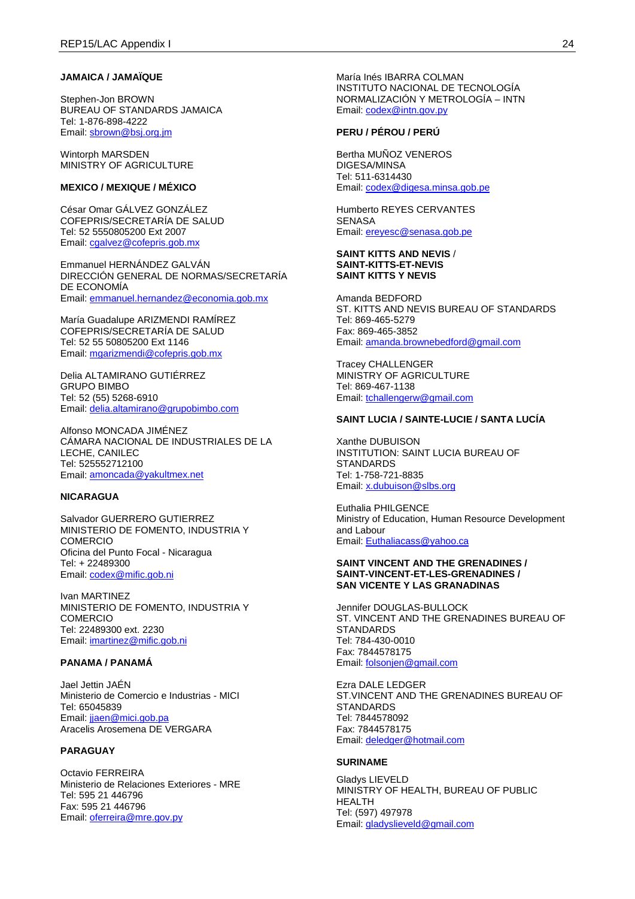**JAMAICA / JAMAÏQUE**

Stephen-Jon BROWN
BUREAU OF STANDARDS JAMAICA
Tel: 1-876-898-4222
Email: sbrown@bsj.org.jm

Wintorph MARSDEN
MINISTRY OF AGRICULTURE

**MEXICO / MEXIQUE / MÉXICO**

César Omar GÁLVEZ GONZÁLEZ
COFEPRIS/SECRETARÍA DE SALUD
Tel: 52 5550805200 Ext 2007
Email: cgalvez@cofepris.gob.mx

Emmanuel HERNÁNDEZ GALVÁN
DIRECCIÓN GENERAL DE NORMAS/SECRETARÍA DE ECONOMÍA
Email: emmanuel.hernandez@economia.gob.mx

María Guadalupe ARIZMENDI RAMÍREZ
COFEPRIS/SECRETARÍA DE SALUD
Tel: 52 55 50805200 Ext 1146
Email: mgarizmendi@cofepris.gob.mx

Delia ALTAMIRANO GUTIÉRREZ
GRUPO BIMBO
Tel: 52 (55) 5268-6910
Email: delia.altamirano@grupobimbo.com

Alfonso MONCADA JIMÉNEZ
CÁMARA NACIONAL DE INDUSTRIALES DE LA LECHE, CANILEC
Tel: 525552712100
Email: amoncada@yakultmex.net

**NICARAGUA**

Salvador GUERRERO GUTIERREZ
MINISTERIO DE FOMENTO, INDUSTRIA Y COMERCIO
Oficina del Punto Focal - Nicaragua
Tel: + 22489300
Email: codex@mific.gob.ni

Ivan MARTINEZ
MINISTERIO DE FOMENTO, INDUSTRIA Y COMERCIO
Tel: 22489300 ext. 2230
Email: imartinez@mific.gob.ni

**PANAMA / PANAMÁ**

Jael Jettin JAÉN
Ministerio de Comercio e Industrias - MICI
Tel: 65045839
Email: jjaen@mici.gob.pa
Aracelis Arosemena DE VERGARA

**PARAGUAY**

Octavio FERREIRA
Ministerio de Relaciones Exteriores - MRE
Tel: 595 21 446796
Fax: 595 21 446796
Email: oferreira@mre.gov.py

María Inés IBARRA COLMAN
INSTITUTO NACIONAL DE TECNOLOGÍA NORMALIZACIÓN Y METROLOGÍA – INTN
Email: codex@intn.gov.py

**PERU / PÉROU / PERÚ**

Bertha MUÑOZ VENEROS
DIGESA/MINSA
Tel: 511-6314430
Email: codex@digesa.minsa.gob.pe

Humberto REYES CERVANTES
SENASA
Email: ereyesc@senasa.gob.pe

**SAINT KITTS AND NEVIS / SAINT-KITTS-ET-NEVIS SAINT KITTS Y NEVIS**

Amanda BEDFORD
ST. KITTS AND NEVIS BUREAU OF STANDARDS
Tel: 869-465-5279
Fax: 869-465-3852
Email: amanda.brownebedford@gmail.com

Tracey CHALLENGER
MINISTRY OF AGRICULTURE
Tel: 869-467-1138
Email: tchallengerw@gmail.com

**SAINT LUCIA / SAINTE-LUCIE / SANTA LUCÍA**

Xanthe DUBUISON
INSTITUTION: SAINT LUCIA BUREAU OF STANDARDS
Tel: 1-758-721-8835
Email: x.dubuison@slbs.org

Euthalia PHILGENCE
Ministry of Education, Human Resource Development and Labour
Email: Euthaliacass@yahoo.ca

**SAINT VINCENT AND THE GRENADINES / SAINT-VINCENT-ET-LES-GRENADINES / SAN VICENTE Y LAS GRANADINAS**

Jennifer DOUGLAS-BULLOCK
ST. VINCENT AND THE GRENADINES BUREAU OF STANDARDS
Tel: 784-430-0010
Fax: 7844578175
Email: folsonjen@gmail.com

Ezra DALE LEDGER
ST.VINCENT AND THE GRENADINES BUREAU OF STANDARDS
Tel: 7844578092
Fax: 7844578175
Email: deledger@hotmail.com

**SURINAME**

Gladys LIEVELD
MINISTRY OF HEALTH, BUREAU OF PUBLIC HEALTH
Tel: (597) 497978
Email: gladyslieveld@gmail.com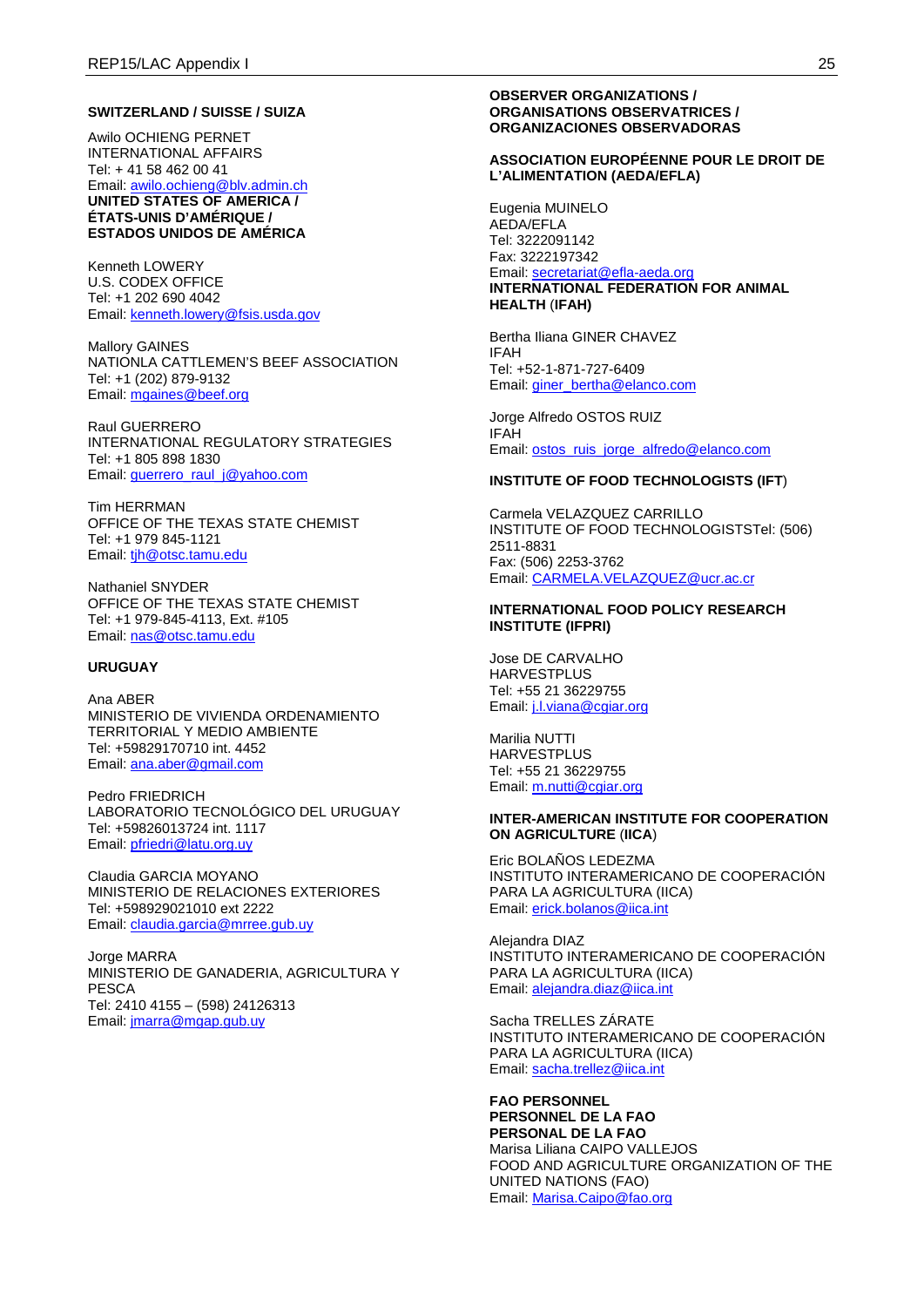**SWITZERLAND / SUISSE / SUIZA**

Awilo OCHIENG PERNET
INTERNATIONAL AFFAIRS
Tel: + 41 58 462 00 41
Email: awilo.ochieng@blv.admin.ch

**UNITED STATES OF AMERICA / ÉTATS-UNIS D'AMÉRIQUE / ESTADOS UNIDOS DE AMÉRICA**

Kenneth LOWERY
U.S. CODEX OFFICE
Tel: +1 202 690 4042
Email: kenneth.lowery@fsis.usda.gov

Mallory GAINES
NATIONLA CATTLEMEN'S BEEF ASSOCIATION
Tel: +1 (202) 879-9132
Email: mgaines@beef.org

Raul GUERRERO
INTERNATIONAL REGULATORY STRATEGIES
Tel: +1 805 898 1830
Email: guerrero_raul_j@yahoo.com

Tim HERRMAN
OFFICE OF THE TEXAS STATE CHEMIST
Tel: +1 979 845-1121
Email: tjh@otsc.tamu.edu

Nathaniel SNYDER
OFFICE OF THE TEXAS STATE CHEMIST
Tel: +1 979-845-4113, Ext. #105
Email: nas@otsc.tamu.edu

**URUGUAY**

Ana ABER
MINISTERIO DE VIVIENDA ORDENAMIENTO TERRITORIAL Y MEDIO AMBIENTE
Tel: +59829170710 int. 4452
Email: ana.aber@gmail.com

Pedro FRIEDRICH
LABORATORIO TECNOLÓGICO DEL URUGUAY
Tel: +59826013724 int. 1117
Email: pfriedri@latu.org.uy

Claudia GARCIA MOYANO
MINISTERIO DE RELACIONES EXTERIORES
Tel: +598929021010 ext 2222
Email: claudia.garcia@mrree.gub.uy

Jorge MARRA
MINISTERIO DE GANADERIA, AGRICULTURA Y PESCA
Tel: 2410 4155 – (598) 24126313
Email: jmarra@mgap.gub.uy

**OBSERVER ORGANIZATIONS / ORGANISATIONS OBSERVATRICES / ORGANIZACIONES OBSERVADORAS**

**ASSOCIATION EUROPÉENNE POUR LE DROIT DE L'ALIMENTATION (AEDA/EFLA)**

Eugenia MUINELO
AEDA/EFLA
Tel: 3222091142
Fax: 3222197342
Email: secretariat@efla-aeda.org

**INTERNATIONAL FEDERATION FOR ANIMAL HEALTH (IFAH)**

Bertha Iliana GINER CHAVEZ
IFAH
Tel: +52-1-871-727-6409
Email: giner_bertha@elanco.com

Jorge Alfredo OSTOS RUIZ
IFAH
Email: ostos_ruis_jorge_alfredo@elanco.com

**INSTITUTE OF FOOD TECHNOLOGISTS (IFT)**

Carmela VELAZQUEZ CARRILLO
INSTITUTE OF FOOD TECHNOLOGISTSTel: (506) 2511-8831
Fax: (506) 2253-3762
Email: CARMELA.VELAZQUEZ@ucr.ac.cr

**INTERNATIONAL FOOD POLICY RESEARCH INSTITUTE (IFPRI)**

Jose DE CARVALHO
HARVESTPLUS
Tel: +55 21 36229755
Email: j.l.viana@cgiar.org

Marilia NUTTI
HARVESTPLUS
Tel: +55 21 36229755
Email: m.nutti@cgiar.org

**INTER-AMERICAN INSTITUTE FOR COOPERATION ON AGRICULTURE (IICA)**

Eric BOLAÑOS LEDEZMA
INSTITUTO INTERAMERICANO DE COOPERACIÓN PARA LA AGRICULTURA (IICA)
Email: erick.bolanos@iica.int

Alejandra DIAZ
INSTITUTO INTERAMERICANO DE COOPERACIÓN PARA LA AGRICULTURA (IICA)
Email: alejandra.diaz@iica.int

Sacha TRELLES ZÁRATE
INSTITUTO INTERAMERICANO DE COOPERACIÓN PARA LA AGRICULTURA (IICA)
Email: sacha.trellez@iica.int

**FAO PERSONNEL / PERSONNEL DE LA FAO / PERSONAL DE LA FAO**

Marisa Liliana CAIPO VALLEJOS
FOOD AND AGRICULTURE ORGANIZATION OF THE UNITED NATIONS (FAO)
Email: Marisa.Caipo@fao.org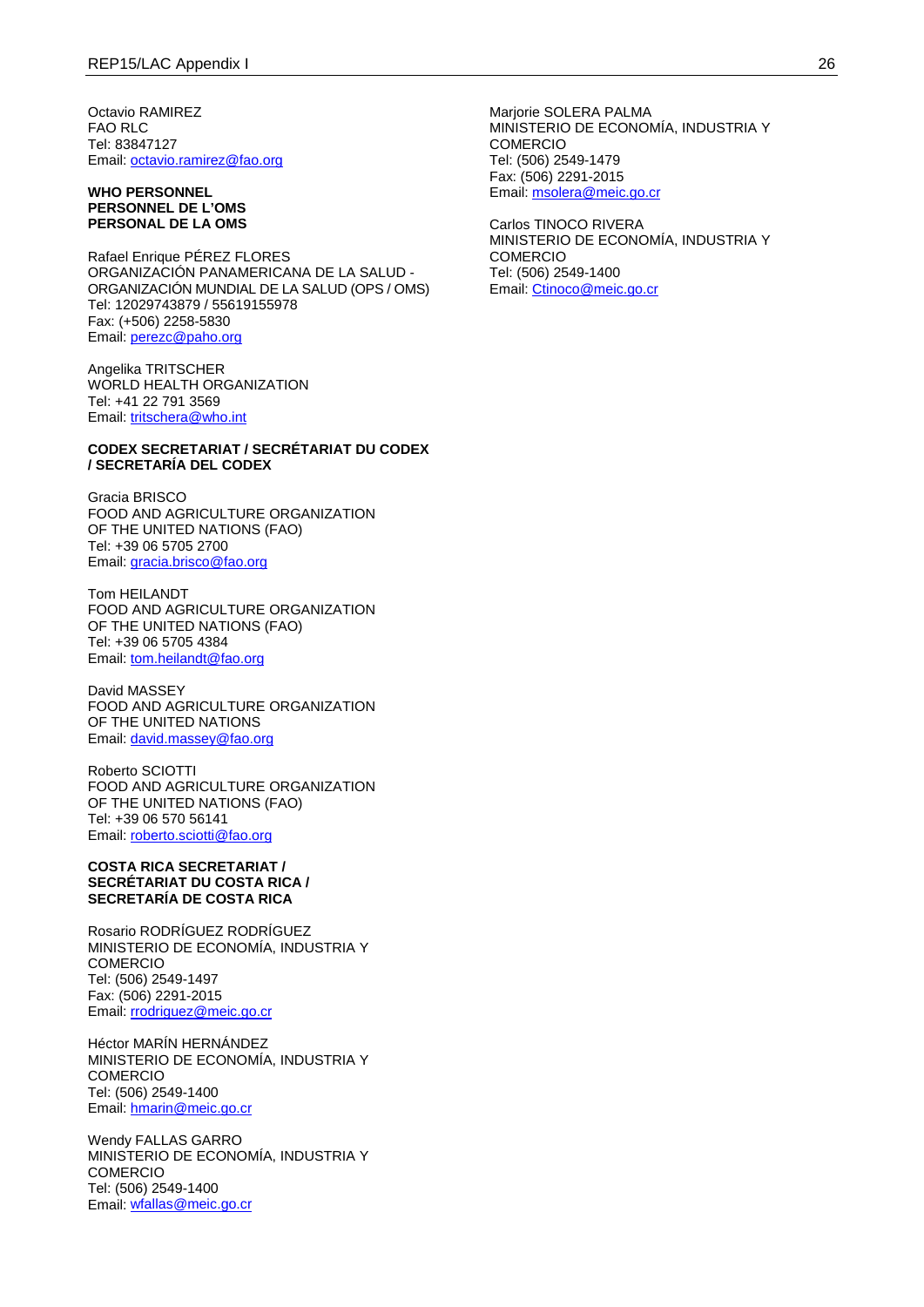Octavio RAMIREZ
FAO RLC
Tel: 83847127
Email: octavio.ramirez@fao.org

**WHO PERSONNEL**
**PERSONNEL DE L'OMS**
**PERSONAL DE LA OMS**

Rafael Enrique PÉREZ FLORES
ORGANIZACIÓN PANAMERICANA DE LA SALUD - ORGANIZACIÓN MUNDIAL DE LA SALUD (OPS / OMS)
Tel: 12029743879 / 55619155978
Fax: (+506) 2258-5830
Email: perezc@paho.org

Angelika TRITSCHER
WORLD HEALTH ORGANIZATION
Tel: +41 22 791 3569
Email: tritschera@who.int

**CODEX SECRETARIAT / SECRÉTARIAT DU CODEX / SECRETARÍA DEL CODEX**

Gracia BRISCO
FOOD AND AGRICULTURE ORGANIZATION OF THE UNITED NATIONS (FAO)
Tel: +39 06 5705 2700
Email: gracia.brisco@fao.org

Tom HEILANDT
FOOD AND AGRICULTURE ORGANIZATION OF THE UNITED NATIONS (FAO)
Tel: +39 06 5705 4384
Email: tom.heilandt@fao.org

David MASSEY
FOOD AND AGRICULTURE ORGANIZATION OF THE UNITED NATIONS
Email: david.massey@fao.org

Roberto SCIOTTI
FOOD AND AGRICULTURE ORGANIZATION OF THE UNITED NATIONS (FAO)
Tel: +39 06 570 56141
Email: roberto.sciotti@fao.org

**COSTA RICA SECRETARIAT / SECRÉTARIAT DU COSTA RICA / SECRETARÍA DE COSTA RICA**

Rosario RODRÍGUEZ RODRÍGUEZ
MINISTERIO DE ECONOMÍA, INDUSTRIA Y COMERCIO
Tel: (506) 2549-1497
Fax: (506) 2291-2015
Email: rrodriguez@meic.go.cr

Héctor MARÍN HERNÁNDEZ
MINISTERIO DE ECONOMÍA, INDUSTRIA Y COMERCIO
Tel: (506) 2549-1400
Email: hmarin@meic.go.cr

Wendy FALLAS GARRO
MINISTERIO DE ECONOMÍA, INDUSTRIA Y COMERCIO
Tel: (506) 2549-1400
Email: wfallas@meic.go.cr

Marjorie SOLERA PALMA
MINISTERIO DE ECONOMÍA, INDUSTRIA Y COMERCIO
Tel: (506) 2549-1479
Fax: (506) 2291-2015
Email: msolera@meic.go.cr

Carlos TINOCO RIVERA
MINISTERIO DE ECONOMÍA, INDUSTRIA Y COMERCIO
Tel: (506) 2549-1400
Email: Ctinoco@meic.go.cr